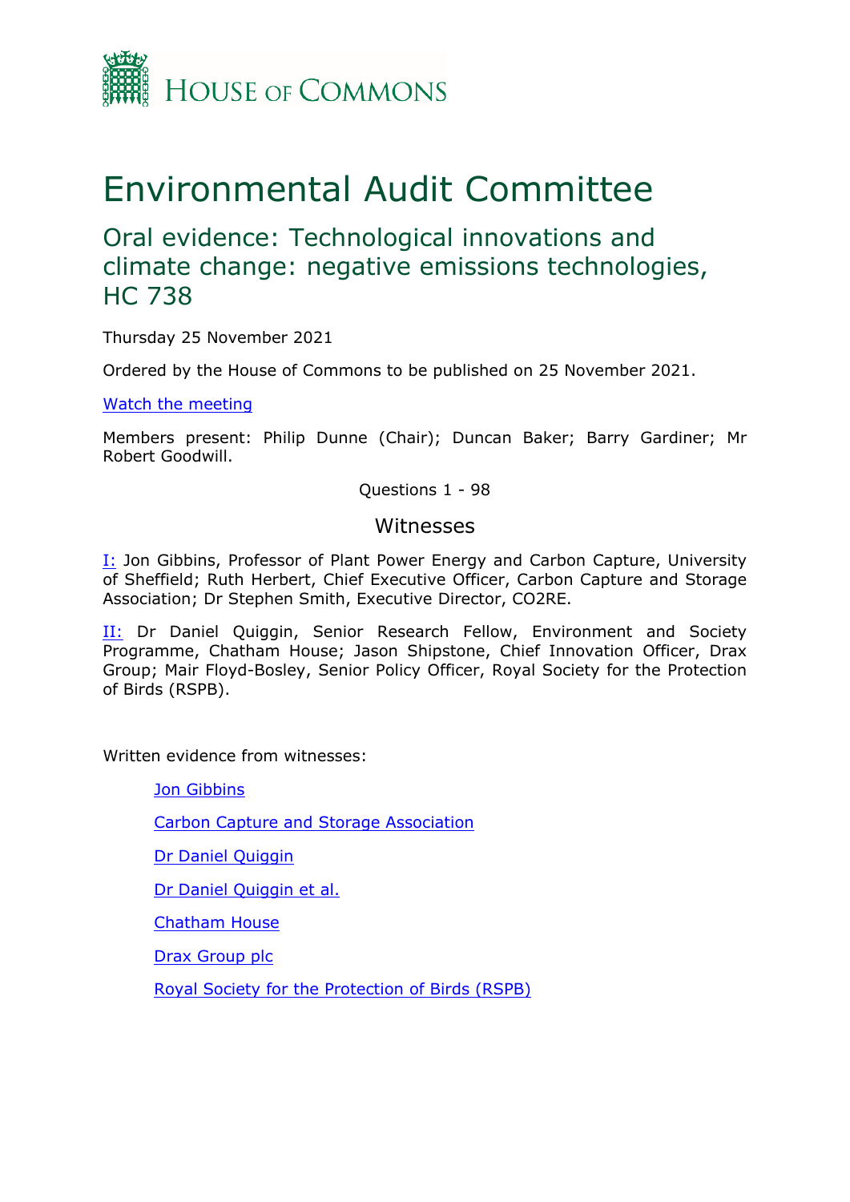HOUSE OF COMMONS

# Environmental Audit Committee

## Oral evidence: Technological innovations and climate change: negative emissions technologies, HC 738

Thursday 25 November 2021

Ordered by the House of Commons to be published on 25 November 2021.

[Watch the meeting](#)

Members present: Philip Dunne (Chair); Duncan Baker; Barry Gardiner; Mr Robert Goodwill.

Questions 1 - 98

### Witnesses

I: Jon Gibbins, Professor of Plant Power Energy and Carbon Capture, University of Sheffield; Ruth Herbert, Chief Executive Officer, Carbon Capture and Storage Association; Dr Stephen Smith, Executive Director, CO2RE.

II: Dr Daniel Quiggin, Senior Research Fellow, Environment and Society Programme, Chatham House; Jason Shipstone, Chief Innovation Officer, Drax Group; Mair Floyd-Bosley, Senior Policy Officer, Royal Society for the Protection of Birds (RSPB).

Written evidence from witnesses:

- Jon Gibbins
- Carbon Capture and Storage Association
- Dr Daniel Quiggin
- Dr Daniel Quiggin et al.
- Chatham House
- Drax Group plc
- Royal Society for the Protection of Birds (RSPB)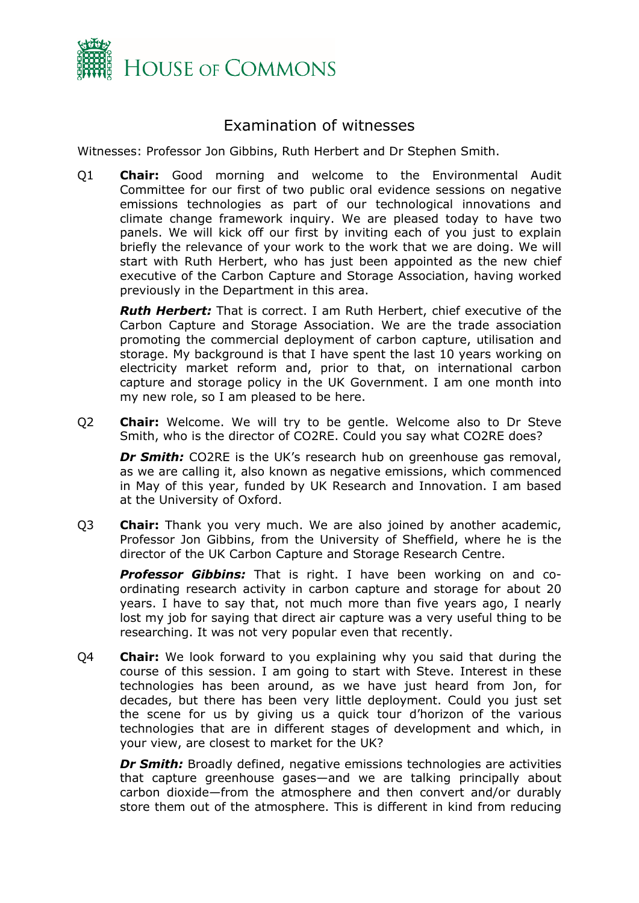# Examination of witnesses

Witnesses: Professor Jon Gibbins, Ruth Herbert and Dr Stephen Smith.

Q1 **Chair:** Good morning and welcome to the Environmental Audit Committee for our first of two public oral evidence sessions on negative emissions technologies as part of our technological innovations and climate change framework inquiry. We are pleased today to have two panels. We will kick off our first by inviting each of you just to explain briefly the relevance of your work to the work that we are doing. We will start with Ruth Herbert, who has just been appointed as the new chief executive of the Carbon Capture and Storage Association, having worked previously in the Department in this area.

***Ruth Herbert:*** That is correct. I am Ruth Herbert, chief executive of the Carbon Capture and Storage Association. We are the trade association promoting the commercial deployment of carbon capture, utilisation and storage. My background is that I have spent the last 10 years working on electricity market reform and, prior to that, on international carbon capture and storage policy in the UK Government. I am one month into my new role, so I am pleased to be here.

Q2 **Chair:** Welcome. We will try to be gentle. Welcome also to Dr Steve Smith, who is the director of CO2RE. Could you say what CO2RE does?

***Dr Smith:*** CO2RE is the UK's research hub on greenhouse gas removal, as we are calling it, also known as negative emissions, which commenced in May of this year, funded by UK Research and Innovation. I am based at the University of Oxford.

Q3 **Chair:** Thank you very much. We are also joined by another academic, Professor Jon Gibbins, from the University of Sheffield, where he is the director of the UK Carbon Capture and Storage Research Centre.

***Professor Gibbins:*** That is right. I have been working on and co-ordinating research activity in carbon capture and storage for about 20 years. I have to say that, not much more than five years ago, I nearly lost my job for saying that direct air capture was a very useful thing to be researching. It was not very popular even that recently.

Q4 **Chair:** We look forward to you explaining why you said that during the course of this session. I am going to start with Steve. Interest in these technologies has been around, as we have just heard from Jon, for decades, but there has been very little deployment. Could you just set the scene for us by giving us a quick tour d'horizon of the various technologies that are in different stages of development and which, in your view, are closest to market for the UK?

***Dr Smith:*** Broadly defined, negative emissions technologies are activities that capture greenhouse gases—and we are talking principally about carbon dioxide—from the atmosphere and then convert and/or durably store them out of the atmosphere. This is different in kind from reducing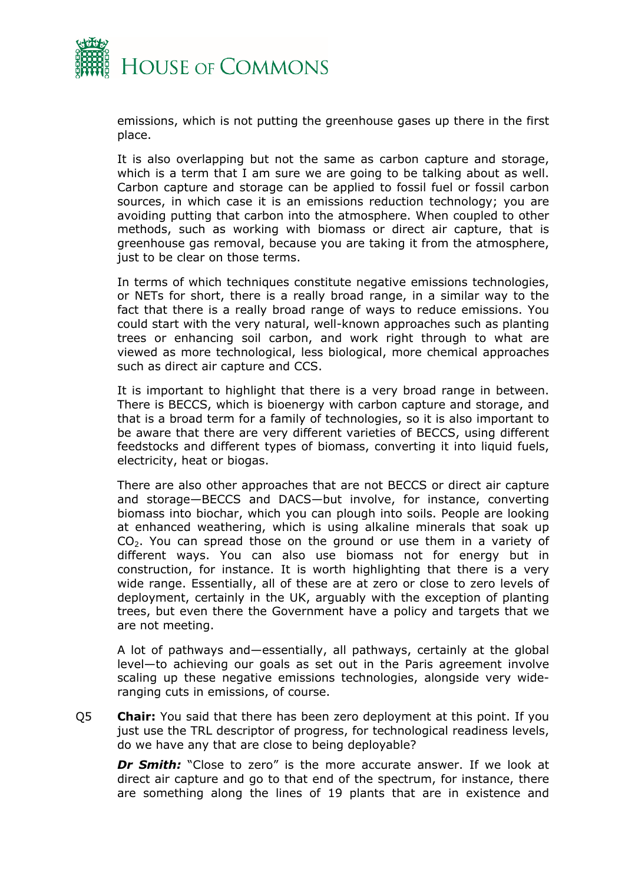emissions, which is not putting the greenhouse gases up there in the first place.

It is also overlapping but not the same as carbon capture and storage, which is a term that I am sure we are going to be talking about as well. Carbon capture and storage can be applied to fossil fuel or fossil carbon sources, in which case it is an emissions reduction technology; you are avoiding putting that carbon into the atmosphere. When coupled to other methods, such as working with biomass or direct air capture, that is greenhouse gas removal, because you are taking it from the atmosphere, just to be clear on those terms.

In terms of which techniques constitute negative emissions technologies, or NETs for short, there is a really broad range, in a similar way to the fact that there is a really broad range of ways to reduce emissions. You could start with the very natural, well-known approaches such as planting trees or enhancing soil carbon, and work right through to what are viewed as more technological, less biological, more chemical approaches such as direct air capture and CCS.

It is important to highlight that there is a very broad range in between. There is BECCS, which is bioenergy with carbon capture and storage, and that is a broad term for a family of technologies, so it is also important to be aware that there are very different varieties of BECCS, using different feedstocks and different types of biomass, converting it into liquid fuels, electricity, heat or biogas.

There are also other approaches that are not BECCS or direct air capture and storage—BECCS and DACS—but involve, for instance, converting biomass into biochar, which you can plough into soils. People are looking at enhanced weathering, which is using alkaline minerals that soak up $CO_2$. You can spread those on the ground or use them in a variety of different ways. You can also use biomass not for energy but in construction, for instance. It is worth highlighting that there is a very wide range. Essentially, all of these are at zero or close to zero levels of deployment, certainly in the UK, arguably with the exception of planting trees, but even there the Government have a policy and targets that we are not meeting.

A lot of pathways and—essentially, all pathways, certainly at the global level—to achieving our goals as set out in the Paris agreement involve scaling up these negative emissions technologies, alongside very wide-ranging cuts in emissions, of course.

Q5 **Chair:** You said that there has been zero deployment at this point. If you just use the TRL descriptor of progress, for technological readiness levels, do we have any that are close to being deployable?

***Dr Smith:*** "Close to zero" is the more accurate answer. If we look at direct air capture and go to that end of the spectrum, for instance, there are something along the lines of 19 plants that are in existence and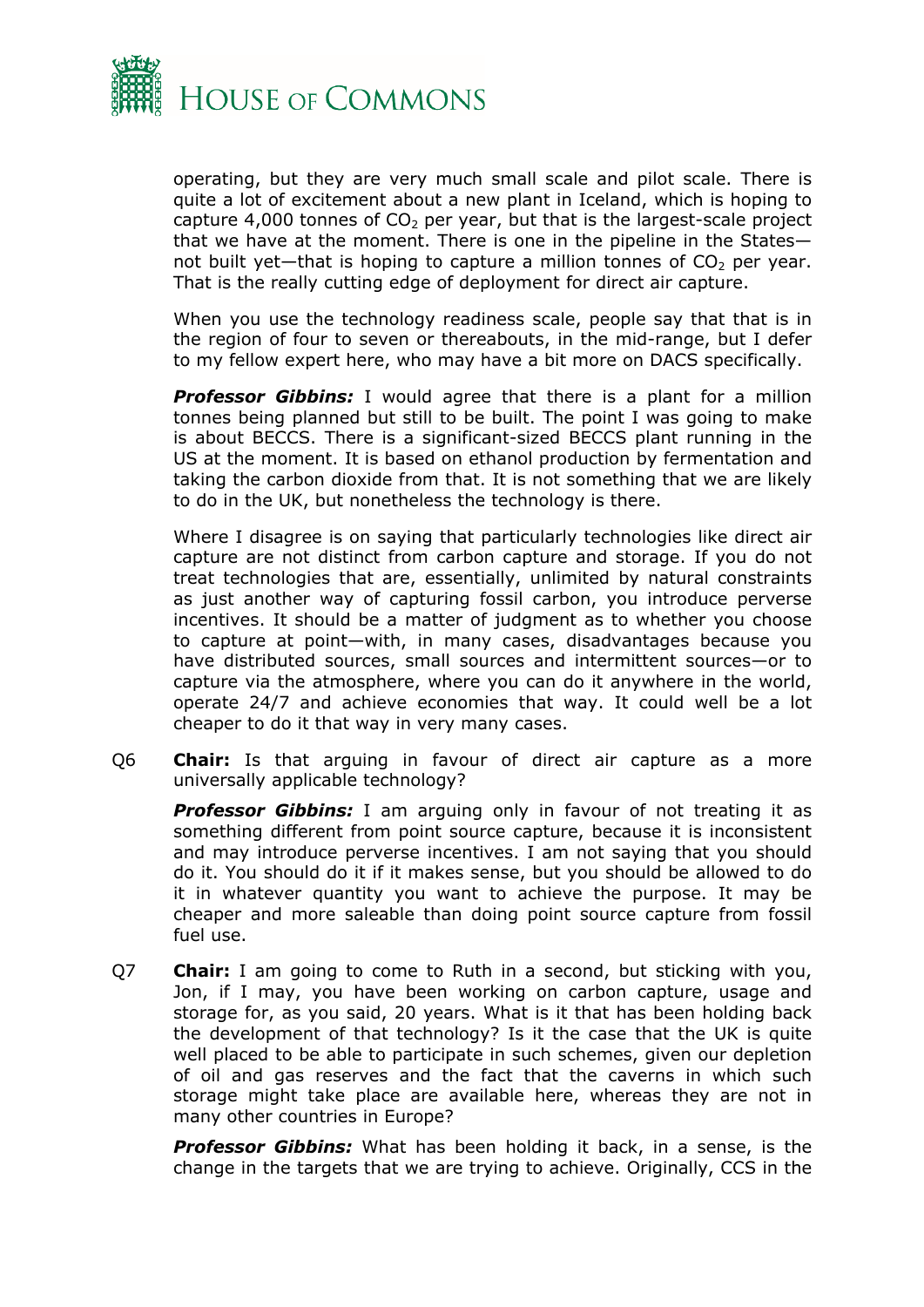operating, but they are very much small scale and pilot scale. There is quite a lot of excitement about a new plant in Iceland, which is hoping to capture 4,000 tonnes of $CO_2$ per year, but that is the largest-scale project that we have at the moment. There is one in the pipeline in the States—not built yet—that is hoping to capture a million tonnes of $CO_2$ per year. That is the really cutting edge of deployment for direct air capture.

When you use the technology readiness scale, people say that that is in the region of four to seven or thereabouts, in the mid-range, but I defer to my fellow expert here, who may have a bit more on DACS specifically.

***Professor Gibbins:*** I would agree that there is a plant for a million tonnes being planned but still to be built. The point I was going to make is about BECCS. There is a significant-sized BECCS plant running in the US at the moment. It is based on ethanol production by fermentation and taking the carbon dioxide from that. It is not something that we are likely to do in the UK, but nonetheless the technology is there.

Where I disagree is on saying that particularly technologies like direct air capture are not distinct from carbon capture and storage. If you do not treat technologies that are, essentially, unlimited by natural constraints as just another way of capturing fossil carbon, you introduce perverse incentives. It should be a matter of judgment as to whether you choose to capture at point—with, in many cases, disadvantages because you have distributed sources, small sources and intermittent sources—or to capture via the atmosphere, where you can do it anywhere in the world, operate 24/7 and achieve economies that way. It could well be a lot cheaper to do it that way in very many cases.

Q6 **Chair:** Is that arguing in favour of direct air capture as a more universally applicable technology?

***Professor Gibbins:*** I am arguing only in favour of not treating it as something different from point source capture, because it is inconsistent and may introduce perverse incentives. I am not saying that you should do it. You should do it if it makes sense, but you should be allowed to do it in whatever quantity you want to achieve the purpose. It may be cheaper and more saleable than doing point source capture from fossil fuel use.

Q7 **Chair:** I am going to come to Ruth in a second, but sticking with you, Jon, if I may, you have been working on carbon capture, usage and storage for, as you said, 20 years. What is it that has been holding back the development of that technology? Is it the case that the UK is quite well placed to be able to participate in such schemes, given our depletion of oil and gas reserves and the fact that the caverns in which such storage might take place are available here, whereas they are not in many other countries in Europe?

***Professor Gibbins:*** What has been holding it back, in a sense, is the change in the targets that we are trying to achieve. Originally, CCS in the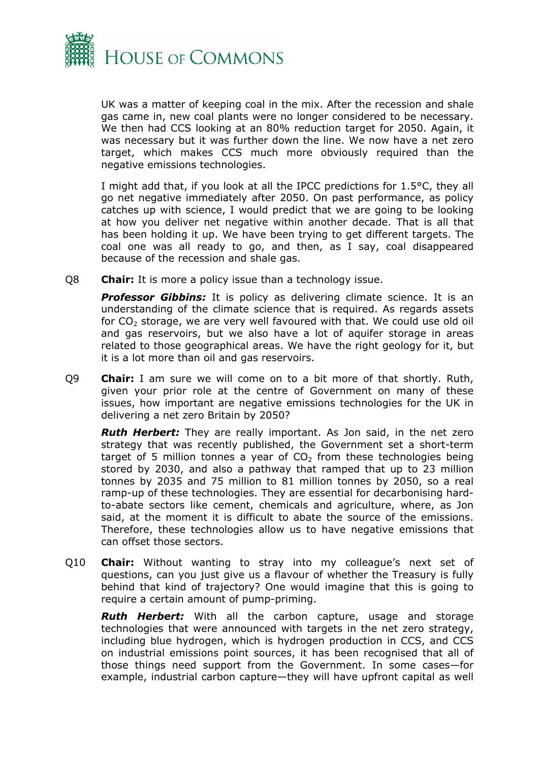UK was a matter of keeping coal in the mix. After the recession and shale gas came in, new coal plants were no longer considered to be necessary. We then had CCS looking at an 80% reduction target for 2050. Again, it was necessary but it was further down the line. We now have a net zero target, which makes CCS much more obviously required than the negative emissions technologies.

I might add that, if you look at all the IPCC predictions for 1.5°C, they all go net negative immediately after 2050. On past performance, as policy catches up with science, I would predict that we are going to be looking at how you deliver net negative within another decade. That is all that has been holding it up. We have been trying to get different targets. The coal one was all ready to go, and then, as I say, coal disappeared because of the recession and shale gas.

Q8 **Chair:** It is more a policy issue than a technology issue.

***Professor Gibbins:*** It is policy as delivering climate science. It is an understanding of the climate science that is required. As regards assets for $CO_2$ storage, we are very well favoured with that. We could use old oil and gas reservoirs, but we also have a lot of aquifer storage in areas related to those geographical areas. We have the right geology for it, but it is a lot more than oil and gas reservoirs.

Q9 **Chair:** I am sure we will come on to a bit more of that shortly. Ruth, given your prior role at the centre of Government on many of these issues, how important are negative emissions technologies for the UK in delivering a net zero Britain by 2050?

***Ruth Herbert:*** They are really important. As Jon said, in the net zero strategy that was recently published, the Government set a short-term target of 5 million tonnes a year of $CO_2$ from these technologies being stored by 2030, and also a pathway that ramped that up to 23 million tonnes by 2035 and 75 million to 81 million tonnes by 2050, so a real ramp-up of these technologies. They are essential for decarbonising hard-to-abate sectors like cement, chemicals and agriculture, where, as Jon said, at the moment it is difficult to abate the source of the emissions. Therefore, these technologies allow us to have negative emissions that can offset those sectors.

Q10 **Chair:** Without wanting to stray into my colleague's next set of questions, can you just give us a flavour of whether the Treasury is fully behind that kind of trajectory? One would imagine that this is going to require a certain amount of pump-priming.

***Ruth Herbert:*** With all the carbon capture, usage and storage technologies that were announced with targets in the net zero strategy, including blue hydrogen, which is hydrogen production in CCS, and CCS on industrial emissions point sources, it has been recognised that all of those things need support from the Government. In some cases—for example, industrial carbon capture—they will have upfront capital as well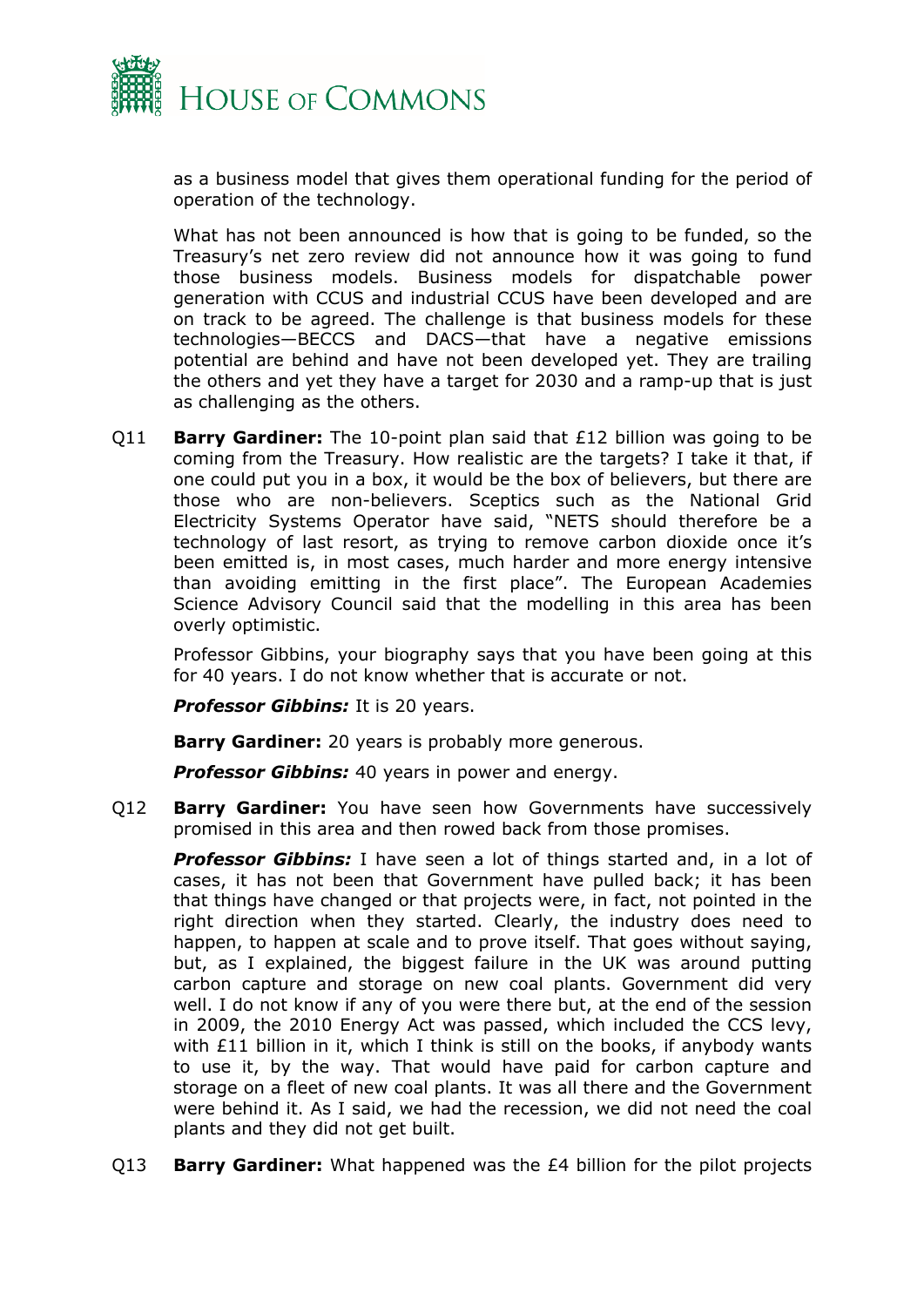as a business model that gives them operational funding for the period of operation of the technology.

What has not been announced is how that is going to be funded, so the Treasury's net zero review did not announce how it was going to fund those business models. Business models for dispatchable power generation with CCUS and industrial CCUS have been developed and are on track to be agreed. The challenge is that business models for these technologies—BECCS and DACS—that have a negative emissions potential are behind and have not been developed yet. They are trailing the others and yet they have a target for 2030 and a ramp-up that is just as challenging as the others.

Q11 **Barry Gardiner:** The 10-point plan said that £12 billion was going to be coming from the Treasury. How realistic are the targets? I take it that, if one could put you in a box, it would be the box of believers, but there are those who are non-believers. Sceptics such as the National Grid Electricity Systems Operator have said, "NETS should therefore be a technology of last resort, as trying to remove carbon dioxide once it's been emitted is, in most cases, much harder and more energy intensive than avoiding emitting in the first place". The European Academies Science Advisory Council said that the modelling in this area has been overly optimistic.

Professor Gibbins, your biography says that you have been going at this for 40 years. I do not know whether that is accurate or not.

***Professor Gibbins:*** It is 20 years.

**Barry Gardiner:** 20 years is probably more generous.

***Professor Gibbins:*** 40 years in power and energy.

Q12 **Barry Gardiner:** You have seen how Governments have successively promised in this area and then rowed back from those promises.

***Professor Gibbins:*** I have seen a lot of things started and, in a lot of cases, it has not been that Government have pulled back; it has been that things have changed or that projects were, in fact, not pointed in the right direction when they started. Clearly, the industry does need to happen, to happen at scale and to prove itself. That goes without saying, but, as I explained, the biggest failure in the UK was around putting carbon capture and storage on new coal plants. Government did very well. I do not know if any of you were there but, at the end of the session in 2009, the 2010 Energy Act was passed, which included the CCS levy, with £11 billion in it, which I think is still on the books, if anybody wants to use it, by the way. That would have paid for carbon capture and storage on a fleet of new coal plants. It was all there and the Government were behind it. As I said, we had the recession, we did not need the coal plants and they did not get built.

Q13 **Barry Gardiner:** What happened was the £4 billion for the pilot projects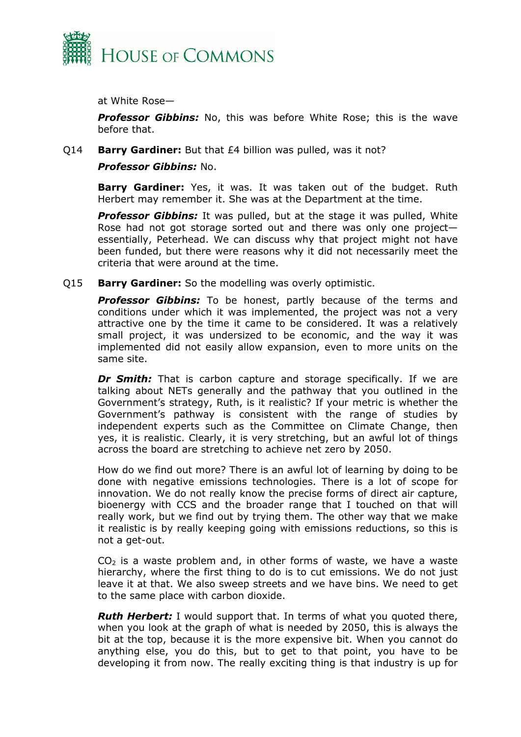at White Rose—

***Professor Gibbins:*** No, this was before White Rose; this is the wave before that.

Q14 **Barry Gardiner:** But that £4 billion was pulled, was it not?

***Professor Gibbins:*** No.

**Barry Gardiner:** Yes, it was. It was taken out of the budget. Ruth Herbert may remember it. She was at the Department at the time.

***Professor Gibbins:*** It was pulled, but at the stage it was pulled, White Rose had not got storage sorted out and there was only one project—essentially, Peterhead. We can discuss why that project might not have been funded, but there were reasons why it did not necessarily meet the criteria that were around at the time.

Q15 **Barry Gardiner:** So the modelling was overly optimistic.

***Professor Gibbins:*** To be honest, partly because of the terms and conditions under which it was implemented, the project was not a very attractive one by the time it came to be considered. It was a relatively small project, it was undersized to be economic, and the way it was implemented did not easily allow expansion, even to more units on the same site.

***Dr Smith:*** That is carbon capture and storage specifically. If we are talking about NETs generally and the pathway that you outlined in the Government's strategy, Ruth, is it realistic? If your metric is whether the Government's pathway is consistent with the range of studies by independent experts such as the Committee on Climate Change, then yes, it is realistic. Clearly, it is very stretching, but an awful lot of things across the board are stretching to achieve net zero by 2050.

How do we find out more? There is an awful lot of learning by doing to be done with negative emissions technologies. There is a lot of scope for innovation. We do not really know the precise forms of direct air capture, bioenergy with CCS and the broader range that I touched on that will really work, but we find out by trying them. The other way that we make it realistic is by really keeping going with emissions reductions, so this is not a get-out.

$CO_2$ is a waste problem and, in other forms of waste, we have a waste hierarchy, where the first thing to do is to cut emissions. We do not just leave it at that. We also sweep streets and we have bins. We need to get to the same place with carbon dioxide.

***Ruth Herbert:*** I would support that. In terms of what you quoted there, when you look at the graph of what is needed by 2050, this is always the bit at the top, because it is the more expensive bit. When you cannot do anything else, you do this, but to get to that point, you have to be developing it from now. The really exciting thing is that industry is up for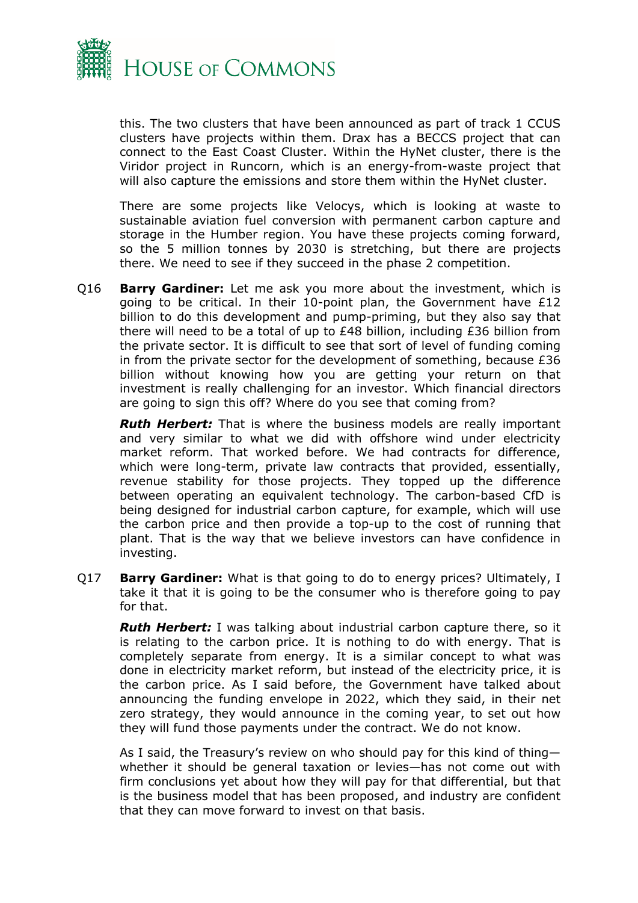this. The two clusters that have been announced as part of track 1 CCUS clusters have projects within them. Drax has a BECCS project that can connect to the East Coast Cluster. Within the HyNet cluster, there is the Viridor project in Runcorn, which is an energy-from-waste project that will also capture the emissions and store them within the HyNet cluster.

There are some projects like Velocys, which is looking at waste to sustainable aviation fuel conversion with permanent carbon capture and storage in the Humber region. You have these projects coming forward, so the 5 million tonnes by 2030 is stretching, but there are projects there. We need to see if they succeed in the phase 2 competition.

Q16 **Barry Gardiner:** Let me ask you more about the investment, which is going to be critical. In their 10-point plan, the Government have £12 billion to do this development and pump-priming, but they also say that there will need to be a total of up to £48 billion, including £36 billion from the private sector. It is difficult to see that sort of level of funding coming in from the private sector for the development of something, because £36 billion without knowing how you are getting your return on that investment is really challenging for an investor. Which financial directors are going to sign this off? Where do you see that coming from?

***Ruth Herbert:*** That is where the business models are really important and very similar to what we did with offshore wind under electricity market reform. That worked before. We had contracts for difference, which were long-term, private law contracts that provided, essentially, revenue stability for those projects. They topped up the difference between operating an equivalent technology. The carbon-based CfD is being designed for industrial carbon capture, for example, which will use the carbon price and then provide a top-up to the cost of running that plant. That is the way that we believe investors can have confidence in investing.

Q17 **Barry Gardiner:** What is that going to do to energy prices? Ultimately, I take it that it is going to be the consumer who is therefore going to pay for that.

***Ruth Herbert:*** I was talking about industrial carbon capture there, so it is relating to the carbon price. It is nothing to do with energy. That is completely separate from energy. It is a similar concept to what was done in electricity market reform, but instead of the electricity price, it is the carbon price. As I said before, the Government have talked about announcing the funding envelope in 2022, which they said, in their net zero strategy, they would announce in the coming year, to set out how they will fund those payments under the contract. We do not know.

As I said, the Treasury's review on who should pay for this kind of thing—whether it should be general taxation or levies—has not come out with firm conclusions yet about how they will pay for that differential, but that is the business model that has been proposed, and industry are confident that they can move forward to invest on that basis.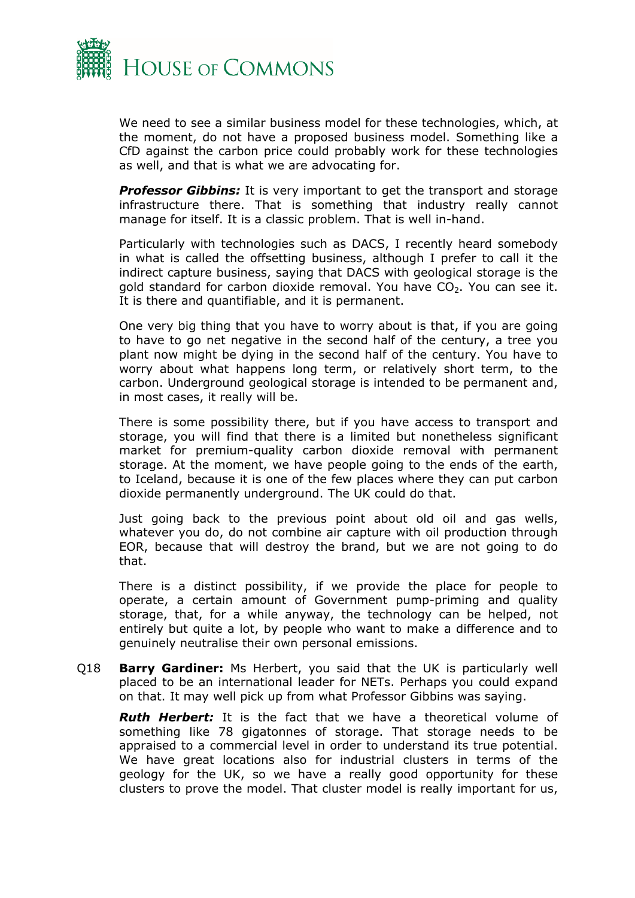We need to see a similar business model for these technologies, which, at the moment, do not have a proposed business model. Something like a CfD against the carbon price could probably work for these technologies as well, and that is what we are advocating for.

***Professor Gibbins:*** It is very important to get the transport and storage infrastructure there. That is something that industry really cannot manage for itself. It is a classic problem. That is well in-hand.

Particularly with technologies such as DACS, I recently heard somebody in what is called the offsetting business, although I prefer to call it the indirect capture business, saying that DACS with geological storage is the gold standard for carbon dioxide removal. You have $CO_2$. You can see it. It is there and quantifiable, and it is permanent.

One very big thing that you have to worry about is that, if you are going to have to go net negative in the second half of the century, a tree you plant now might be dying in the second half of the century. You have to worry about what happens long term, or relatively short term, to the carbon. Underground geological storage is intended to be permanent and, in most cases, it really will be.

There is some possibility there, but if you have access to transport and storage, you will find that there is a limited but nonetheless significant market for premium-quality carbon dioxide removal with permanent storage. At the moment, we have people going to the ends of the earth, to Iceland, because it is one of the few places where they can put carbon dioxide permanently underground. The UK could do that.

Just going back to the previous point about old oil and gas wells, whatever you do, do not combine air capture with oil production through EOR, because that will destroy the brand, but we are not going to do that.

There is a distinct possibility, if we provide the place for people to operate, a certain amount of Government pump-priming and quality storage, that, for a while anyway, the technology can be helped, not entirely but quite a lot, by people who want to make a difference and to genuinely neutralise their own personal emissions.

Q18 **Barry Gardiner:** Ms Herbert, you said that the UK is particularly well placed to be an international leader for NETs. Perhaps you could expand on that. It may well pick up from what Professor Gibbins was saying.

***Ruth Herbert:*** It is the fact that we have a theoretical volume of something like 78 gigatonnes of storage. That storage needs to be appraised to a commercial level in order to understand its true potential. We have great locations also for industrial clusters in terms of the geology for the UK, so we have a really good opportunity for these clusters to prove the model. That cluster model is really important for us,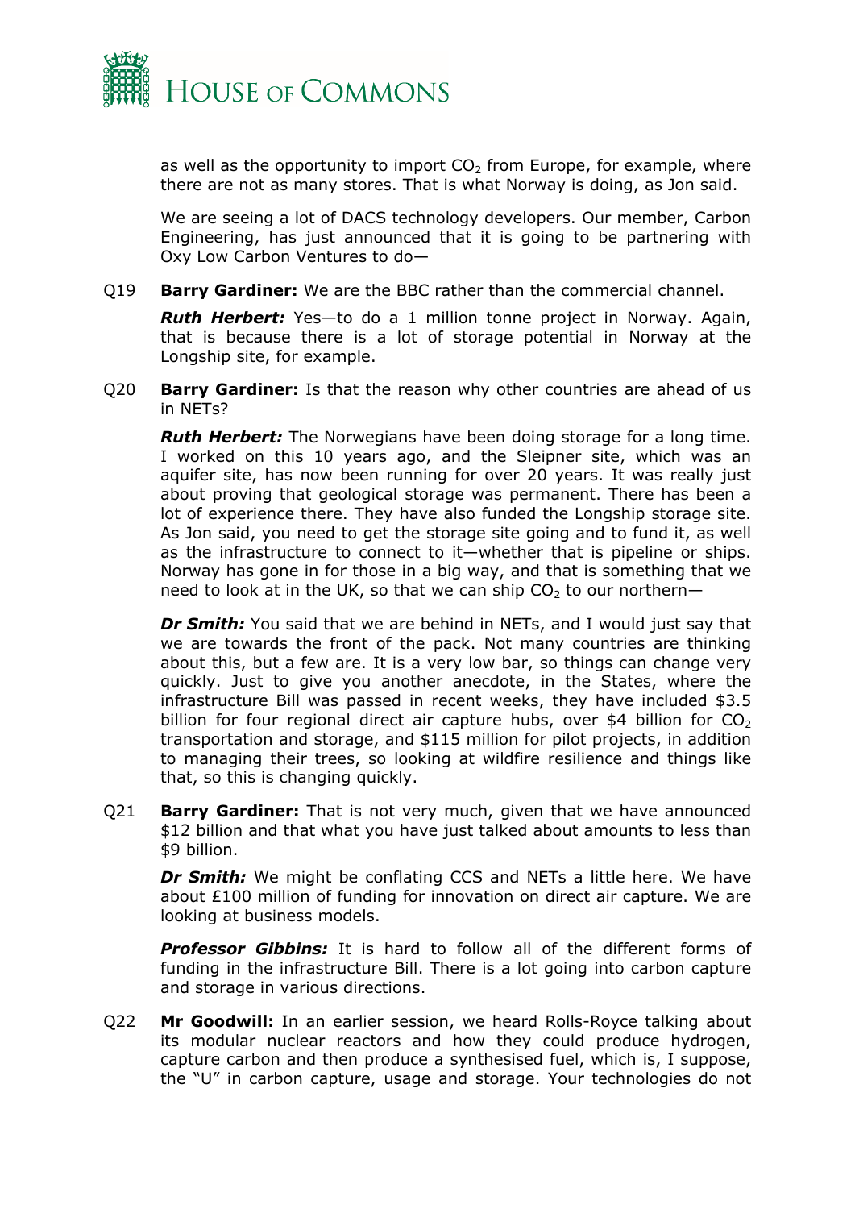as well as the opportunity to import $CO_2$ from Europe, for example, where there are not as many stores. That is what Norway is doing, as Jon said.

We are seeing a lot of DACS technology developers. Our member, Carbon Engineering, has just announced that it is going to be partnering with Oxy Low Carbon Ventures to do—

Q19 **Barry Gardiner:** We are the BBC rather than the commercial channel.

***Ruth Herbert:*** Yes—to do a 1 million tonne project in Norway. Again, that is because there is a lot of storage potential in Norway at the Longship site, for example.

Q20 **Barry Gardiner:** Is that the reason why other countries are ahead of us in NETs?

***Ruth Herbert:*** The Norwegians have been doing storage for a long time. I worked on this 10 years ago, and the Sleipner site, which was an aquifer site, has now been running for over 20 years. It was really just about proving that geological storage was permanent. There has been a lot of experience there. They have also funded the Longship storage site. As Jon said, you need to get the storage site going and to fund it, as well as the infrastructure to connect to it—whether that is pipeline or ships. Norway has gone in for those in a big way, and that is something that we need to look at in the UK, so that we can ship $CO_2$ to our northern—

***Dr Smith:*** You said that we are behind in NETs, and I would just say that we are towards the front of the pack. Not many countries are thinking about this, but a few are. It is a very low bar, so things can change very quickly. Just to give you another anecdote, in the States, where the infrastructure Bill was passed in recent weeks, they have included $3.5 billion for four regional direct air capture hubs, over $4 billion for $CO_2$ transportation and storage, and $115 million for pilot projects, in addition to managing their trees, so looking at wildfire resilience and things like that, so this is changing quickly.

Q21 **Barry Gardiner:** That is not very much, given that we have announced $12 billion and that what you have just talked about amounts to less than $9 billion.

***Dr Smith:*** We might be conflating CCS and NETs a little here. We have about £100 million of funding for innovation on direct air capture. We are looking at business models.

***Professor Gibbins:*** It is hard to follow all of the different forms of funding in the infrastructure Bill. There is a lot going into carbon capture and storage in various directions.

Q22 **Mr Goodwill:** In an earlier session, we heard Rolls-Royce talking about its modular nuclear reactors and how they could produce hydrogen, capture carbon and then produce a synthesised fuel, which is, I suppose, the "U" in carbon capture, usage and storage. Your technologies do not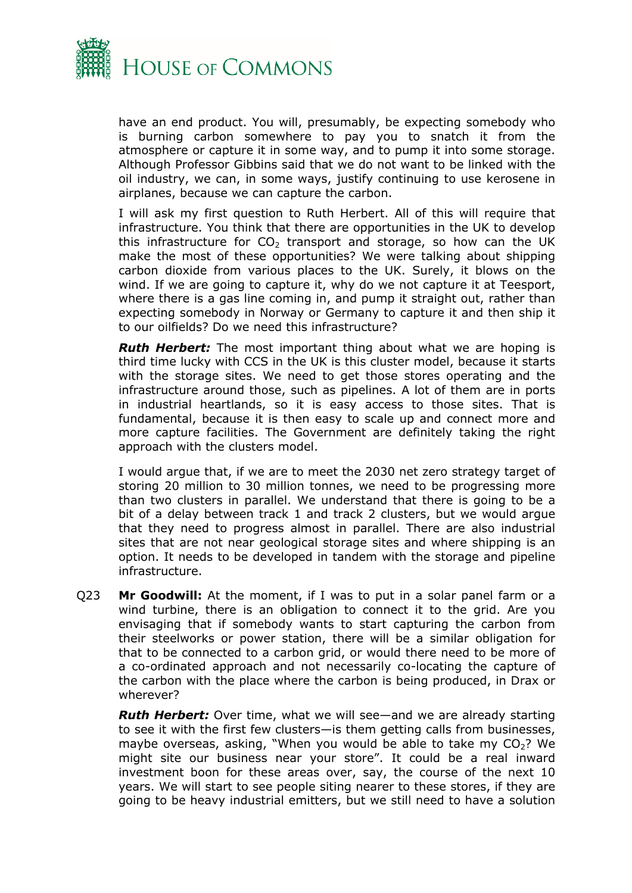have an end product. You will, presumably, be expecting somebody who is burning carbon somewhere to pay you to snatch it from the atmosphere or capture it in some way, and to pump it into some storage. Although Professor Gibbins said that we do not want to be linked with the oil industry, we can, in some ways, justify continuing to use kerosene in airplanes, because we can capture the carbon.

I will ask my first question to Ruth Herbert. All of this will require that infrastructure. You think that there are opportunities in the UK to develop this infrastructure for $CO_2$ transport and storage, so how can the UK make the most of these opportunities? We were talking about shipping carbon dioxide from various places to the UK. Surely, it blows on the wind. If we are going to capture it, why do we not capture it at Teesport, where there is a gas line coming in, and pump it straight out, rather than expecting somebody in Norway or Germany to capture it and then ship it to our oilfields? Do we need this infrastructure?

***Ruth Herbert:*** The most important thing about what we are hoping is third time lucky with CCS in the UK is this cluster model, because it starts with the storage sites. We need to get those stores operating and the infrastructure around those, such as pipelines. A lot of them are in ports in industrial heartlands, so it is easy access to those sites. That is fundamental, because it is then easy to scale up and connect more and more capture facilities. The Government are definitely taking the right approach with the clusters model.

I would argue that, if we are to meet the 2030 net zero strategy target of storing 20 million to 30 million tonnes, we need to be progressing more than two clusters in parallel. We understand that there is going to be a bit of a delay between track 1 and track 2 clusters, but we would argue that they need to progress almost in parallel. There are also industrial sites that are not near geological storage sites and where shipping is an option. It needs to be developed in tandem with the storage and pipeline infrastructure.

Q23 **Mr Goodwill:** At the moment, if I was to put in a solar panel farm or a wind turbine, there is an obligation to connect it to the grid. Are you envisaging that if somebody wants to start capturing the carbon from their steelworks or power station, there will be a similar obligation for that to be connected to a carbon grid, or would there need to be more of a co-ordinated approach and not necessarily co-locating the capture of the carbon with the place where the carbon is being produced, in Drax or wherever?

***Ruth Herbert:*** Over time, what we will see—and we are already starting to see it with the first few clusters—is them getting calls from businesses, maybe overseas, asking, "When you would be able to take my $CO_2$? We might site our business near your store". It could be a real inward investment boon for these areas over, say, the course of the next 10 years. We will start to see people siting nearer to these stores, if they are going to be heavy industrial emitters, but we still need to have a solution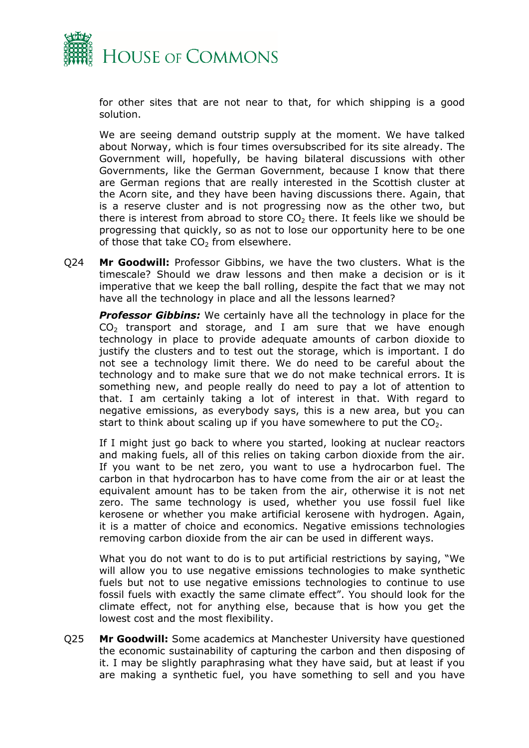for other sites that are not near to that, for which shipping is a good solution.

We are seeing demand outstrip supply at the moment. We have talked about Norway, which is four times oversubscribed for its site already. The Government will, hopefully, be having bilateral discussions with other Governments, like the German Government, because I know that there are German regions that are really interested in the Scottish cluster at the Acorn site, and they have been having discussions there. Again, that is a reserve cluster and is not progressing now as the other two, but there is interest from abroad to store $CO_2$ there. It feels like we should be progressing that quickly, so as not to lose our opportunity here to be one of those that take $CO_2$ from elsewhere.

Q24 **Mr Goodwill:** Professor Gibbins, we have the two clusters. What is the timescale? Should we draw lessons and then make a decision or is it imperative that we keep the ball rolling, despite the fact that we may not have all the technology in place and all the lessons learned?

***Professor Gibbins:*** We certainly have all the technology in place for the $CO_2$ transport and storage, and I am sure that we have enough technology in place to provide adequate amounts of carbon dioxide to justify the clusters and to test out the storage, which is important. I do not see a technology limit there. We do need to be careful about the technology and to make sure that we do not make technical errors. It is something new, and people really do need to pay a lot of attention to that. I am certainly taking a lot of interest in that. With regard to negative emissions, as everybody says, this is a new area, but you can start to think about scaling up if you have somewhere to put the $CO_2$.

If I might just go back to where you started, looking at nuclear reactors and making fuels, all of this relies on taking carbon dioxide from the air. If you want to be net zero, you want to use a hydrocarbon fuel. The carbon in that hydrocarbon has to have come from the air or at least the equivalent amount has to be taken from the air, otherwise it is not net zero. The same technology is used, whether you use fossil fuel like kerosene or whether you make artificial kerosene with hydrogen. Again, it is a matter of choice and economics. Negative emissions technologies removing carbon dioxide from the air can be used in different ways.

What you do not want to do is to put artificial restrictions by saying, "We will allow you to use negative emissions technologies to make synthetic fuels but not to use negative emissions technologies to continue to use fossil fuels with exactly the same climate effect". You should look for the climate effect, not for anything else, because that is how you get the lowest cost and the most flexibility.

Q25 **Mr Goodwill:** Some academics at Manchester University have questioned the economic sustainability of capturing the carbon and then disposing of it. I may be slightly paraphrasing what they have said, but at least if you are making a synthetic fuel, you have something to sell and you have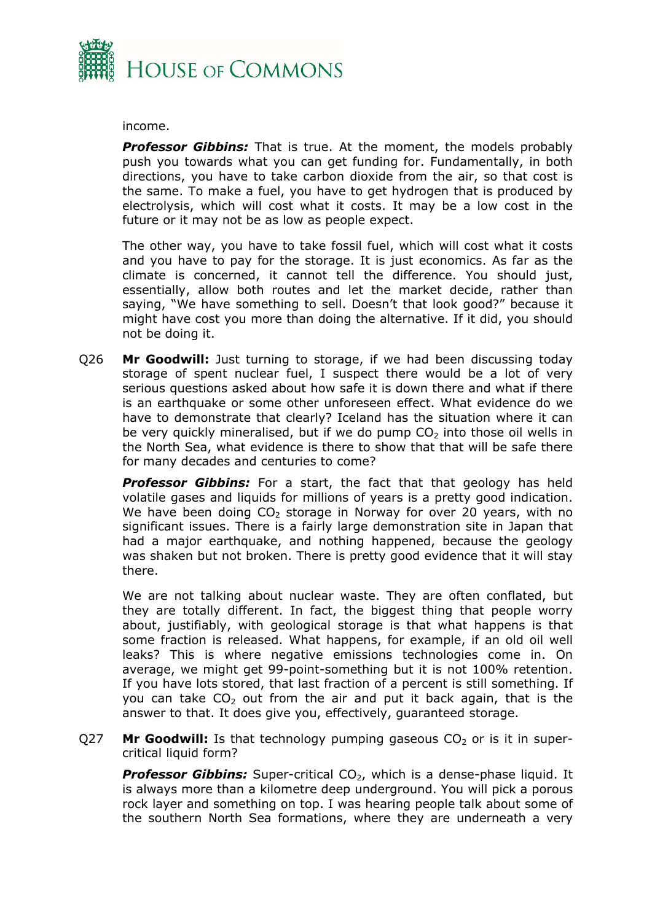income.

***Professor Gibbins:*** That is true. At the moment, the models probably push you towards what you can get funding for. Fundamentally, in both directions, you have to take carbon dioxide from the air, so that cost is the same. To make a fuel, you have to get hydrogen that is produced by electrolysis, which will cost what it costs. It may be a low cost in the future or it may not be as low as people expect.

The other way, you have to take fossil fuel, which will cost what it costs and you have to pay for the storage. It is just economics. As far as the climate is concerned, it cannot tell the difference. You should just, essentially, allow both routes and let the market decide, rather than saying, "We have something to sell. Doesn't that look good?" because it might have cost you more than doing the alternative. If it did, you should not be doing it.

Q26 **Mr Goodwill:** Just turning to storage, if we had been discussing today storage of spent nuclear fuel, I suspect there would be a lot of very serious questions asked about how safe it is down there and what if there is an earthquake or some other unforeseen effect. What evidence do we have to demonstrate that clearly? Iceland has the situation where it can be very quickly mineralised, but if we do pump $CO_2$ into those oil wells in the North Sea, what evidence is there to show that that will be safe there for many decades and centuries to come?

***Professor Gibbins:*** For a start, the fact that that geology has held volatile gases and liquids for millions of years is a pretty good indication. We have been doing $CO_2$ storage in Norway for over 20 years, with no significant issues. There is a fairly large demonstration site in Japan that had a major earthquake, and nothing happened, because the geology was shaken but not broken. There is pretty good evidence that it will stay there.

We are not talking about nuclear waste. They are often conflated, but they are totally different. In fact, the biggest thing that people worry about, justifiably, with geological storage is that what happens is that some fraction is released. What happens, for example, if an old oil well leaks? This is where negative emissions technologies come in. On average, we might get 99-point-something but it is not 100% retention. If you have lots stored, that last fraction of a percent is still something. If you can take $CO_2$ out from the air and put it back again, that is the answer to that. It does give you, effectively, guaranteed storage.

Q27 **Mr Goodwill:** Is that technology pumping gaseous $CO_2$ or is it in super-critical liquid form?

***Professor Gibbins:*** Super-critical $CO_2$, which is a dense-phase liquid. It is always more than a kilometre deep underground. You will pick a porous rock layer and something on top. I was hearing people talk about some of the southern North Sea formations, where they are underneath a very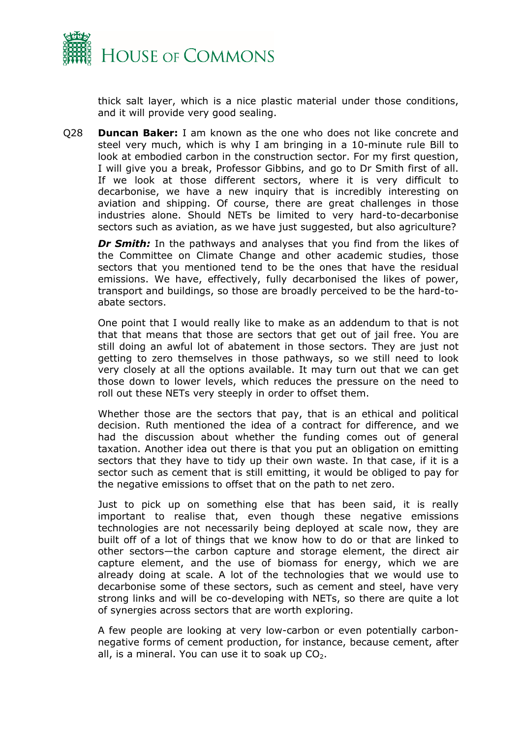thick salt layer, which is a nice plastic material under those conditions, and it will provide very good sealing.

Q28 **Duncan Baker:** I am known as the one who does not like concrete and steel very much, which is why I am bringing in a 10-minute rule Bill to look at embodied carbon in the construction sector. For my first question, I will give you a break, Professor Gibbins, and go to Dr Smith first of all. If we look at those different sectors, where it is very difficult to decarbonise, we have a new inquiry that is incredibly interesting on aviation and shipping. Of course, there are great challenges in those industries alone. Should NETs be limited to very hard-to-decarbonise sectors such as aviation, as we have just suggested, but also agriculture?

***Dr Smith:*** In the pathways and analyses that you find from the likes of the Committee on Climate Change and other academic studies, those sectors that you mentioned tend to be the ones that have the residual emissions. We have, effectively, fully decarbonised the likes of power, transport and buildings, so those are broadly perceived to be the hard-to-abate sectors.

One point that I would really like to make as an addendum to that is not that that means that those are sectors that get out of jail free. You are still doing an awful lot of abatement in those sectors. They are just not getting to zero themselves in those pathways, so we still need to look very closely at all the options available. It may turn out that we can get those down to lower levels, which reduces the pressure on the need to roll out these NETs very steeply in order to offset them.

Whether those are the sectors that pay, that is an ethical and political decision. Ruth mentioned the idea of a contract for difference, and we had the discussion about whether the funding comes out of general taxation. Another idea out there is that you put an obligation on emitting sectors that they have to tidy up their own waste. In that case, if it is a sector such as cement that is still emitting, it would be obliged to pay for the negative emissions to offset that on the path to net zero.

Just to pick up on something else that has been said, it is really important to realise that, even though these negative emissions technologies are not necessarily being deployed at scale now, they are built off of a lot of things that we know how to do or that are linked to other sectors—the carbon capture and storage element, the direct air capture element, and the use of biomass for energy, which we are already doing at scale. A lot of the technologies that we would use to decarbonise some of these sectors, such as cement and steel, have very strong links and will be co-developing with NETs, so there are quite a lot of synergies across sectors that are worth exploring.

A few people are looking at very low-carbon or even potentially carbon-negative forms of cement production, for instance, because cement, after all, is a mineral. You can use it to soak up $CO_2$.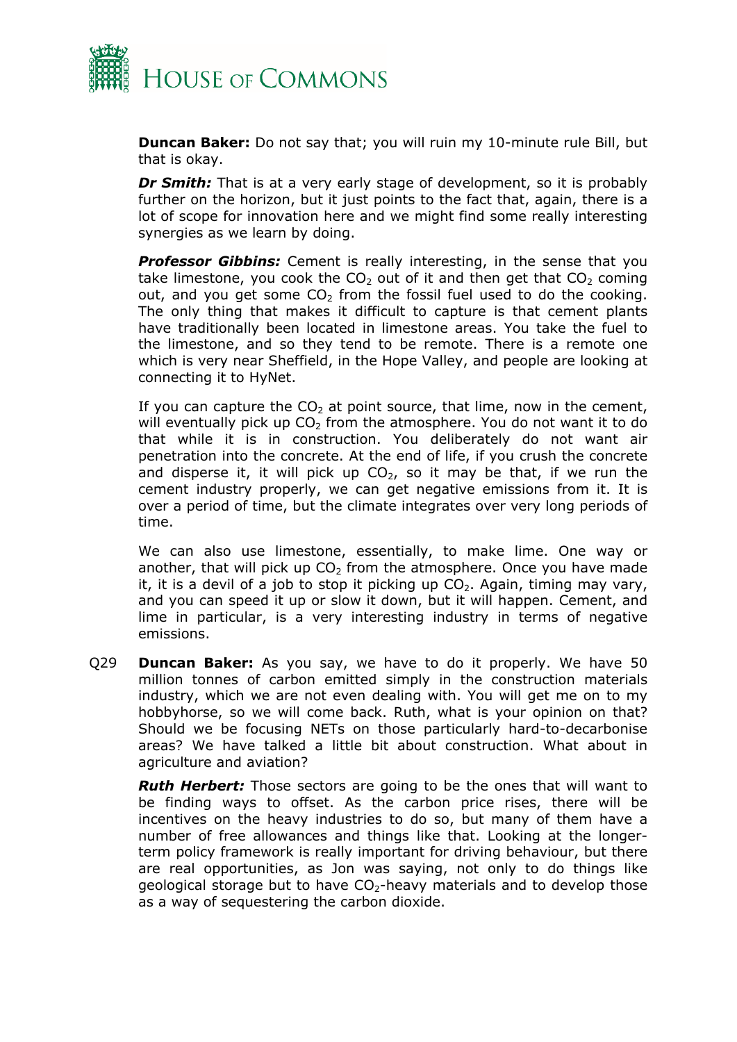**Duncan Baker:** Do not say that; you will ruin my 10-minute rule Bill, but that is okay.

***Dr Smith:*** That is at a very early stage of development, so it is probably further on the horizon, but it just points to the fact that, again, there is a lot of scope for innovation here and we might find some really interesting synergies as we learn by doing.

***Professor Gibbins:*** Cement is really interesting, in the sense that you take limestone, you cook the $CO_2$ out of it and then get that $CO_2$ coming out, and you get some $CO_2$ from the fossil fuel used to do the cooking. The only thing that makes it difficult to capture is that cement plants have traditionally been located in limestone areas. You take the fuel to the limestone, and so they tend to be remote. There is a remote one which is very near Sheffield, in the Hope Valley, and people are looking at connecting it to HyNet.

If you can capture the $CO_2$ at point source, that lime, now in the cement, will eventually pick up $CO_2$ from the atmosphere. You do not want it to do that while it is in construction. You deliberately do not want air penetration into the concrete. At the end of life, if you crush the concrete and disperse it, it will pick up $CO_2$, so it may be that, if we run the cement industry properly, we can get negative emissions from it. It is over a period of time, but the climate integrates over very long periods of time.

We can also use limestone, essentially, to make lime. One way or another, that will pick up $CO_2$ from the atmosphere. Once you have made it, it is a devil of a job to stop it picking up $CO_2$. Again, timing may vary, and you can speed it up or slow it down, but it will happen. Cement, and lime in particular, is a very interesting industry in terms of negative emissions.

Q29 **Duncan Baker:** As you say, we have to do it properly. We have 50 million tonnes of carbon emitted simply in the construction materials industry, which we are not even dealing with. You will get me on to my hobbyhorse, so we will come back. Ruth, what is your opinion on that? Should we be focusing NETs on those particularly hard-to-decarbonise areas? We have talked a little bit about construction. What about in agriculture and aviation?

***Ruth Herbert:*** Those sectors are going to be the ones that will want to be finding ways to offset. As the carbon price rises, there will be incentives on the heavy industries to do so, but many of them have a number of free allowances and things like that. Looking at the longer-term policy framework is really important for driving behaviour, but there are real opportunities, as Jon was saying, not only to do things like geological storage but to have $CO_2$-heavy materials and to develop those as a way of sequestering the carbon dioxide.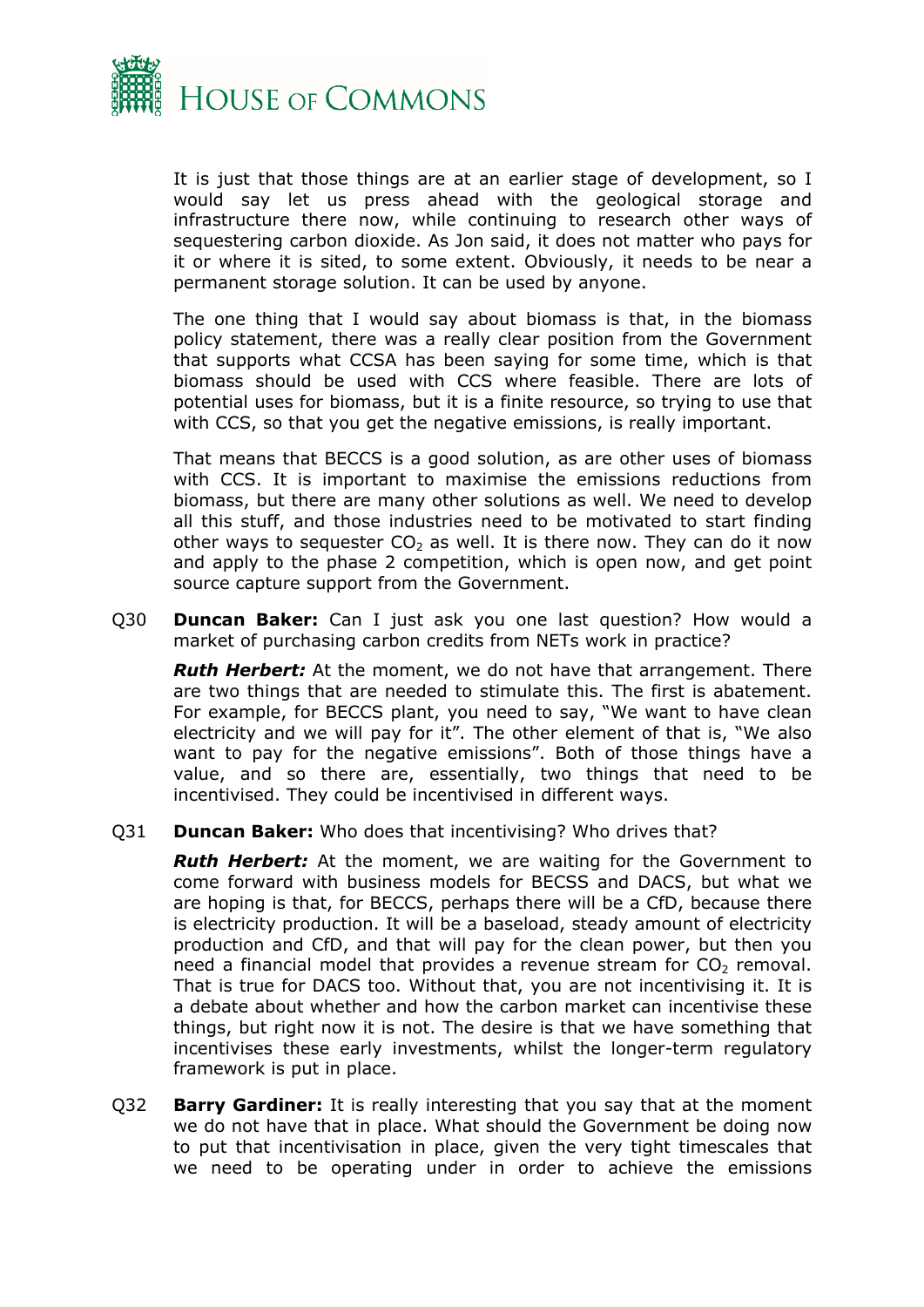It is just that those things are at an earlier stage of development, so I would say let us press ahead with the geological storage and infrastructure there now, while continuing to research other ways of sequestering carbon dioxide. As Jon said, it does not matter who pays for it or where it is sited, to some extent. Obviously, it needs to be near a permanent storage solution. It can be used by anyone.

The one thing that I would say about biomass is that, in the biomass policy statement, there was a really clear position from the Government that supports what CCSA has been saying for some time, which is that biomass should be used with CCS where feasible. There are lots of potential uses for biomass, but it is a finite resource, so trying to use that with CCS, so that you get the negative emissions, is really important.

That means that BECCS is a good solution, as are other uses of biomass with CCS. It is important to maximise the emissions reductions from biomass, but there are many other solutions as well. We need to develop all this stuff, and those industries need to be motivated to start finding other ways to sequester $CO_2$ as well. It is there now. They can do it now and apply to the phase 2 competition, which is open now, and get point source capture support from the Government.

Q30 **Duncan Baker:** Can I just ask you one last question? How would a market of purchasing carbon credits from NETs work in practice?

***Ruth Herbert:*** At the moment, we do not have that arrangement. There are two things that are needed to stimulate this. The first is abatement. For example, for BECCS plant, you need to say, "We want to have clean electricity and we will pay for it". The other element of that is, "We also want to pay for the negative emissions". Both of those things have a value, and so there are, essentially, two things that need to be incentivised. They could be incentivised in different ways.

Q31 **Duncan Baker:** Who does that incentivising? Who drives that?

***Ruth Herbert:*** At the moment, we are waiting for the Government to come forward with business models for BECSS and DACS, but what we are hoping is that, for BECCS, perhaps there will be a CfD, because there is electricity production. It will be a baseload, steady amount of electricity production and CfD, and that will pay for the clean power, but then you need a financial model that provides a revenue stream for $CO_2$ removal. That is true for DACS too. Without that, you are not incentivising it. It is a debate about whether and how the carbon market can incentivise these things, but right now it is not. The desire is that we have something that incentivises these early investments, whilst the longer-term regulatory framework is put in place.

Q32 **Barry Gardiner:** It is really interesting that you say that at the moment we do not have that in place. What should the Government be doing now to put that incentivisation in place, given the very tight timescales that we need to be operating under in order to achieve the emissions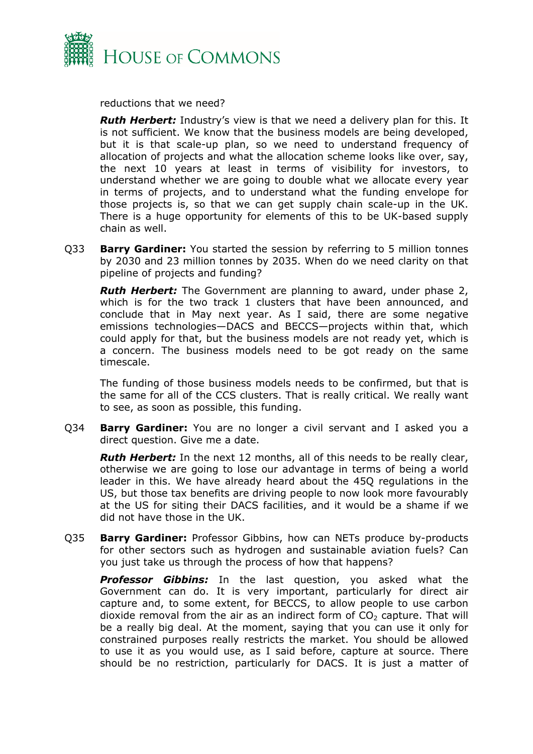reductions that we need?

***Ruth Herbert:*** Industry's view is that we need a delivery plan for this. It is not sufficient. We know that the business models are being developed, but it is that scale-up plan, so we need to understand frequency of allocation of projects and what the allocation scheme looks like over, say, the next 10 years at least in terms of visibility for investors, to understand whether we are going to double what we allocate every year in terms of projects, and to understand what the funding envelope for those projects is, so that we can get supply chain scale-up in the UK. There is a huge opportunity for elements of this to be UK-based supply chain as well.

Q33 **Barry Gardiner:** You started the session by referring to 5 million tonnes by 2030 and 23 million tonnes by 2035. When do we need clarity on that pipeline of projects and funding?

***Ruth Herbert:*** The Government are planning to award, under phase 2, which is for the two track 1 clusters that have been announced, and conclude that in May next year. As I said, there are some negative emissions technologies—DACS and BECCS—projects within that, which could apply for that, but the business models are not ready yet, which is a concern. The business models need to be got ready on the same timescale.

The funding of those business models needs to be confirmed, but that is the same for all of the CCS clusters. That is really critical. We really want to see, as soon as possible, this funding.

Q34 **Barry Gardiner:** You are no longer a civil servant and I asked you a direct question. Give me a date.

***Ruth Herbert:*** In the next 12 months, all of this needs to be really clear, otherwise we are going to lose our advantage in terms of being a world leader in this. We have already heard about the 45Q regulations in the US, but those tax benefits are driving people to now look more favourably at the US for siting their DACS facilities, and it would be a shame if we did not have those in the UK.

Q35 **Barry Gardiner:** Professor Gibbins, how can NETs produce by-products for other sectors such as hydrogen and sustainable aviation fuels? Can you just take us through the process of how that happens?

***Professor Gibbins:*** In the last question, you asked what the Government can do. It is very important, particularly for direct air capture and, to some extent, for BECCS, to allow people to use carbon dioxide removal from the air as an indirect form of $CO_2$ capture. That will be a really big deal. At the moment, saying that you can use it only for constrained purposes really restricts the market. You should be allowed to use it as you would use, as I said before, capture at source. There should be no restriction, particularly for DACS. It is just a matter of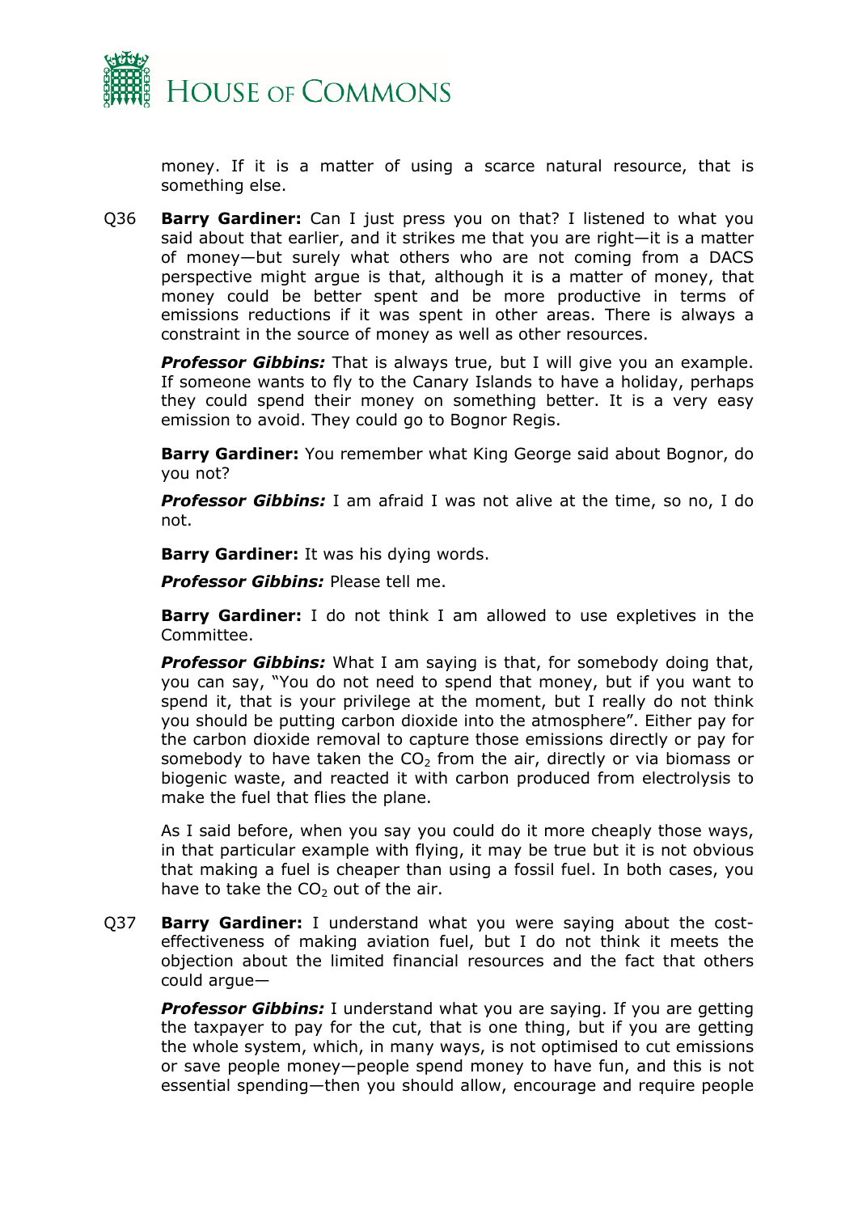money. If it is a matter of using a scarce natural resource, that is something else.

Q36 **Barry Gardiner:** Can I just press you on that? I listened to what you said about that earlier, and it strikes me that you are right—it is a matter of money—but surely what others who are not coming from a DACS perspective might argue is that, although it is a matter of money, that money could be better spent and be more productive in terms of emissions reductions if it was spent in other areas. There is always a constraint in the source of money as well as other resources.

***Professor Gibbins:*** That is always true, but I will give you an example. If someone wants to fly to the Canary Islands to have a holiday, perhaps they could spend their money on something better. It is a very easy emission to avoid. They could go to Bognor Regis.

**Barry Gardiner:** You remember what King George said about Bognor, do you not?

***Professor Gibbins:*** I am afraid I was not alive at the time, so no, I do not.

**Barry Gardiner:** It was his dying words.

***Professor Gibbins:*** Please tell me.

**Barry Gardiner:** I do not think I am allowed to use expletives in the Committee.

***Professor Gibbins:*** What I am saying is that, for somebody doing that, you can say, "You do not need to spend that money, but if you want to spend it, that is your privilege at the moment, but I really do not think you should be putting carbon dioxide into the atmosphere". Either pay for the carbon dioxide removal to capture those emissions directly or pay for somebody to have taken the $CO_2$ from the air, directly or via biomass or biogenic waste, and reacted it with carbon produced from electrolysis to make the fuel that flies the plane.

As I said before, when you say you could do it more cheaply those ways, in that particular example with flying, it may be true but it is not obvious that making a fuel is cheaper than using a fossil fuel. In both cases, you have to take the $CO_2$ out of the air.

Q37 **Barry Gardiner:** I understand what you were saying about the cost-effectiveness of making aviation fuel, but I do not think it meets the objection about the limited financial resources and the fact that others could argue—

***Professor Gibbins:*** I understand what you are saying. If you are getting the taxpayer to pay for the cut, that is one thing, but if you are getting the whole system, which, in many ways, is not optimised to cut emissions or save people money—people spend money to have fun, and this is not essential spending—then you should allow, encourage and require people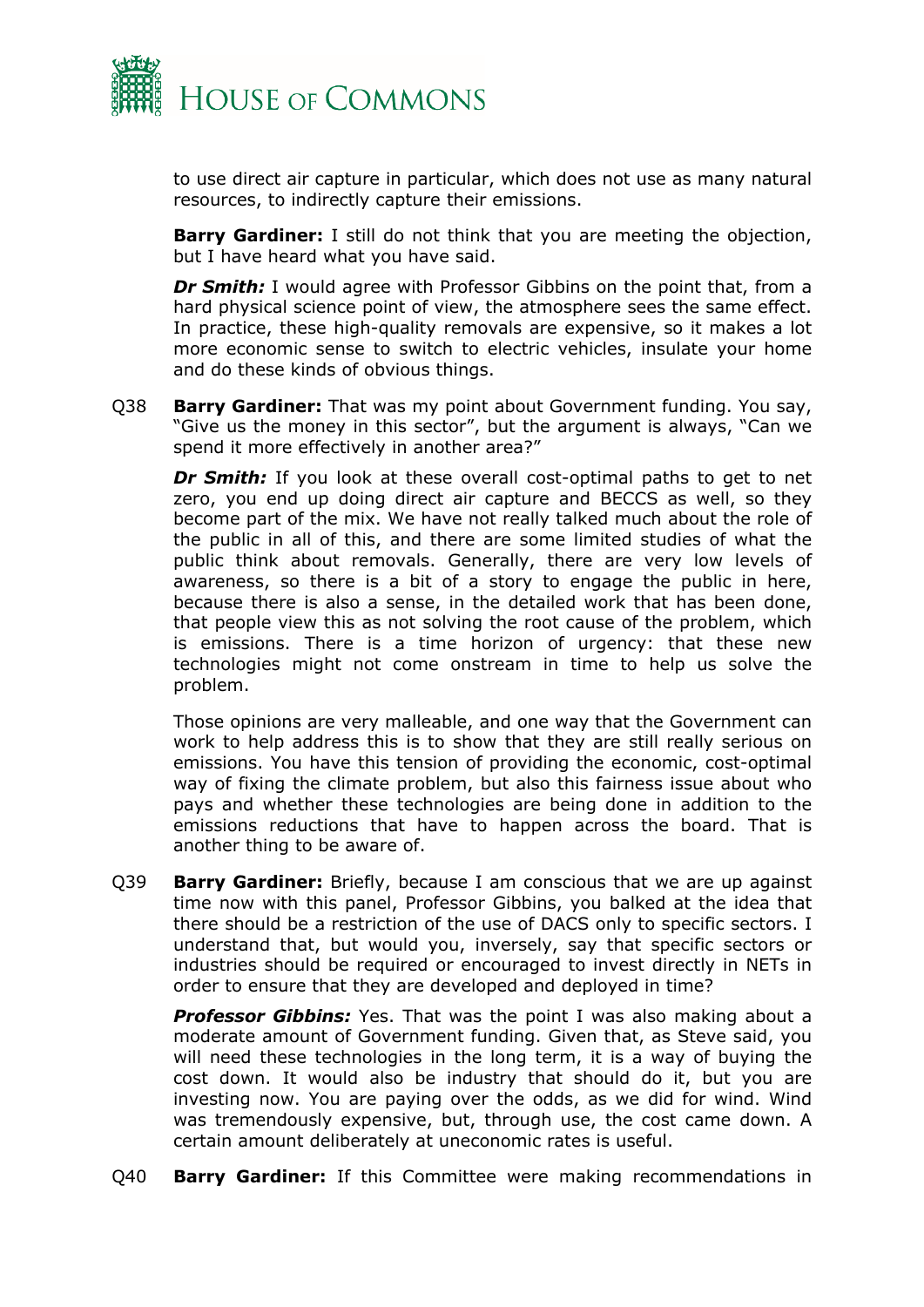to use direct air capture in particular, which does not use as many natural resources, to indirectly capture their emissions.

**Barry Gardiner:** I still do not think that you are meeting the objection, but I have heard what you have said.

***Dr Smith:*** I would agree with Professor Gibbins on the point that, from a hard physical science point of view, the atmosphere sees the same effect. In practice, these high-quality removals are expensive, so it makes a lot more economic sense to switch to electric vehicles, insulate your home and do these kinds of obvious things.

Q38 **Barry Gardiner:** That was my point about Government funding. You say, "Give us the money in this sector", but the argument is always, "Can we spend it more effectively in another area?"

***Dr Smith:*** If you look at these overall cost-optimal paths to get to net zero, you end up doing direct air capture and BECCS as well, so they become part of the mix. We have not really talked much about the role of the public in all of this, and there are some limited studies of what the public think about removals. Generally, there are very low levels of awareness, so there is a bit of a story to engage the public in here, because there is also a sense, in the detailed work that has been done, that people view this as not solving the root cause of the problem, which is emissions. There is a time horizon of urgency: that these new technologies might not come onstream in time to help us solve the problem.

Those opinions are very malleable, and one way that the Government can work to help address this is to show that they are still really serious on emissions. You have this tension of providing the economic, cost-optimal way of fixing the climate problem, but also this fairness issue about who pays and whether these technologies are being done in addition to the emissions reductions that have to happen across the board. That is another thing to be aware of.

Q39 **Barry Gardiner:** Briefly, because I am conscious that we are up against time now with this panel, Professor Gibbins, you balked at the idea that there should be a restriction of the use of DACS only to specific sectors. I understand that, but would you, inversely, say that specific sectors or industries should be required or encouraged to invest directly in NETs in order to ensure that they are developed and deployed in time?

***Professor Gibbins:*** Yes. That was the point I was also making about a moderate amount of Government funding. Given that, as Steve said, you will need these technologies in the long term, it is a way of buying the cost down. It would also be industry that should do it, but you are investing now. You are paying over the odds, as we did for wind. Wind was tremendously expensive, but, through use, the cost came down. A certain amount deliberately at uneconomic rates is useful.

Q40 **Barry Gardiner:** If this Committee were making recommendations in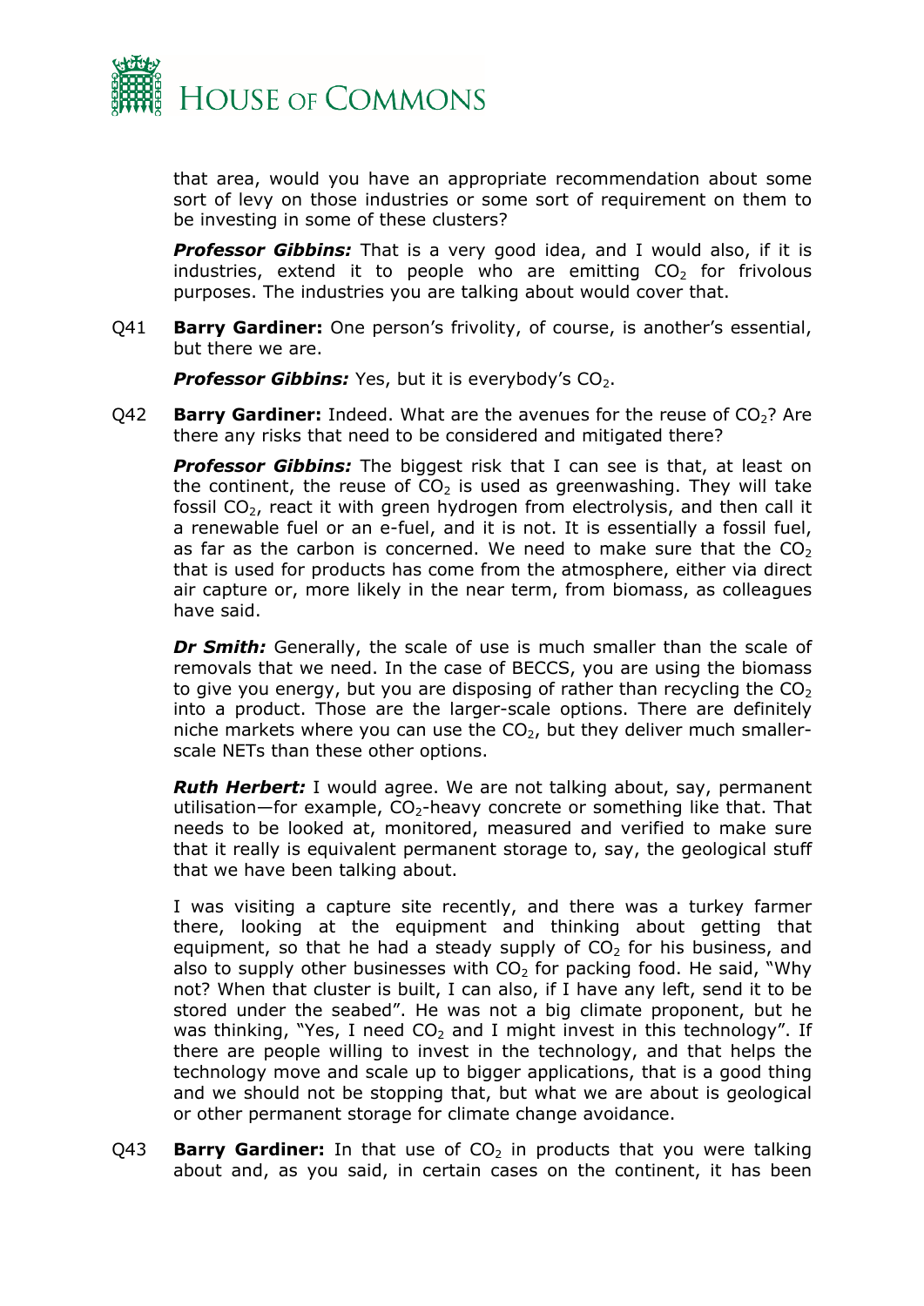that area, would you have an appropriate recommendation about some sort of levy on those industries or some sort of requirement on them to be investing in some of these clusters?

***Professor Gibbins:*** That is a very good idea, and I would also, if it is industries, extend it to people who are emitting $CO_2$ for frivolous purposes. The industries you are talking about would cover that.

Q41 **Barry Gardiner:** One person's frivolity, of course, is another's essential, but there we are.

***Professor Gibbins:*** Yes, but it is everybody's $CO_2$.

Q42 **Barry Gardiner:** Indeed. What are the avenues for the reuse of $CO_2$? Are there any risks that need to be considered and mitigated there?

***Professor Gibbins:*** The biggest risk that I can see is that, at least on the continent, the reuse of $CO_2$ is used as greenwashing. They will take fossil $CO_2$, react it with green hydrogen from electrolysis, and then call it a renewable fuel or an e-fuel, and it is not. It is essentially a fossil fuel, as far as the carbon is concerned. We need to make sure that the $CO_2$ that is used for products has come from the atmosphere, either via direct air capture or, more likely in the near term, from biomass, as colleagues have said.

***Dr Smith:*** Generally, the scale of use is much smaller than the scale of removals that we need. In the case of BECCS, you are using the biomass to give you energy, but you are disposing of rather than recycling the $CO_2$ into a product. Those are the larger-scale options. There are definitely niche markets where you can use the $CO_2$, but they deliver much smaller-scale NETs than these other options.

***Ruth Herbert:*** I would agree. We are not talking about, say, permanent utilisation—for example, $CO_2$-heavy concrete or something like that. That needs to be looked at, monitored, measured and verified to make sure that it really is equivalent permanent storage to, say, the geological stuff that we have been talking about.

I was visiting a capture site recently, and there was a turkey farmer there, looking at the equipment and thinking about getting that equipment, so that he had a steady supply of $CO_2$ for his business, and also to supply other businesses with $CO_2$ for packing food. He said, "Why not? When that cluster is built, I can also, if I have any left, send it to be stored under the seabed". He was not a big climate proponent, but he was thinking, "Yes, I need $CO_2$ and I might invest in this technology". If there are people willing to invest in the technology, and that helps the technology move and scale up to bigger applications, that is a good thing and we should not be stopping that, but what we are about is geological or other permanent storage for climate change avoidance.

Q43 **Barry Gardiner:** In that use of $CO_2$ in products that you were talking about and, as you said, in certain cases on the continent, it has been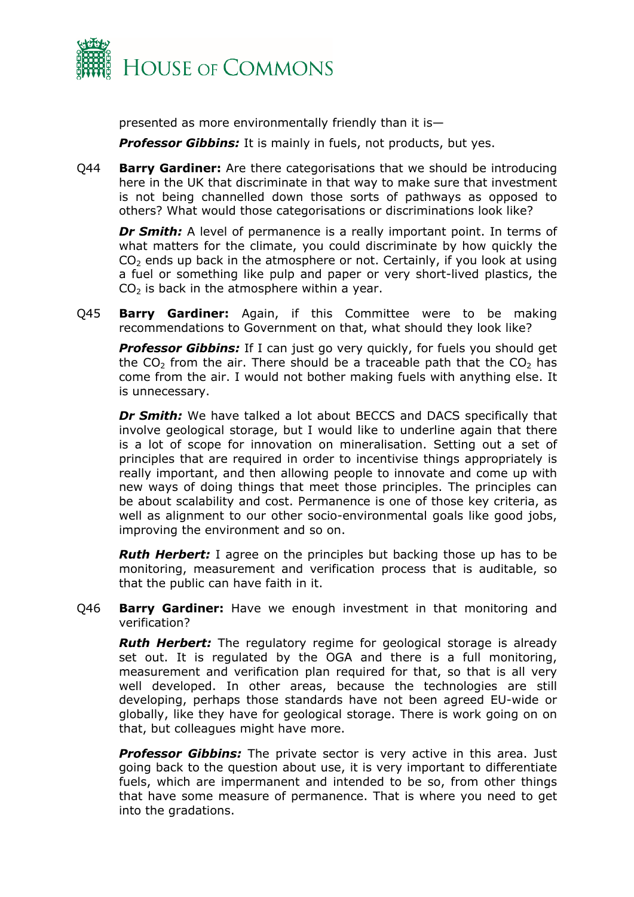presented as more environmentally friendly than it is—

***Professor Gibbins:*** It is mainly in fuels, not products, but yes.

Q44 **Barry Gardiner:** Are there categorisations that we should be introducing here in the UK that discriminate in that way to make sure that investment is not being channelled down those sorts of pathways as opposed to others? What would those categorisations or discriminations look like?

***Dr Smith:*** A level of permanence is a really important point. In terms of what matters for the climate, you could discriminate by how quickly the $CO_2$ ends up back in the atmosphere or not. Certainly, if you look at using a fuel or something like pulp and paper or very short-lived plastics, the $CO_2$ is back in the atmosphere within a year.

Q45 **Barry Gardiner:** Again, if this Committee were to be making recommendations to Government on that, what should they look like?

***Professor Gibbins:*** If I can just go very quickly, for fuels you should get the $CO_2$ from the air. There should be a traceable path that the $CO_2$ has come from the air. I would not bother making fuels with anything else. It is unnecessary.

***Dr Smith:*** We have talked a lot about BECCS and DACS specifically that involve geological storage, but I would like to underline again that there is a lot of scope for innovation on mineralisation. Setting out a set of principles that are required in order to incentivise things appropriately is really important, and then allowing people to innovate and come up with new ways of doing things that meet those principles. The principles can be about scalability and cost. Permanence is one of those key criteria, as well as alignment to our other socio-environmental goals like good jobs, improving the environment and so on.

***Ruth Herbert:*** I agree on the principles but backing those up has to be monitoring, measurement and verification process that is auditable, so that the public can have faith in it.

Q46 **Barry Gardiner:** Have we enough investment in that monitoring and verification?

***Ruth Herbert:*** The regulatory regime for geological storage is already set out. It is regulated by the OGA and there is a full monitoring, measurement and verification plan required for that, so that is all very well developed. In other areas, because the technologies are still developing, perhaps those standards have not been agreed EU-wide or globally, like they have for geological storage. There is work going on on that, but colleagues might have more.

***Professor Gibbins:*** The private sector is very active in this area. Just going back to the question about use, it is very important to differentiate fuels, which are impermanent and intended to be so, from other things that have some measure of permanence. That is where you need to get into the gradations.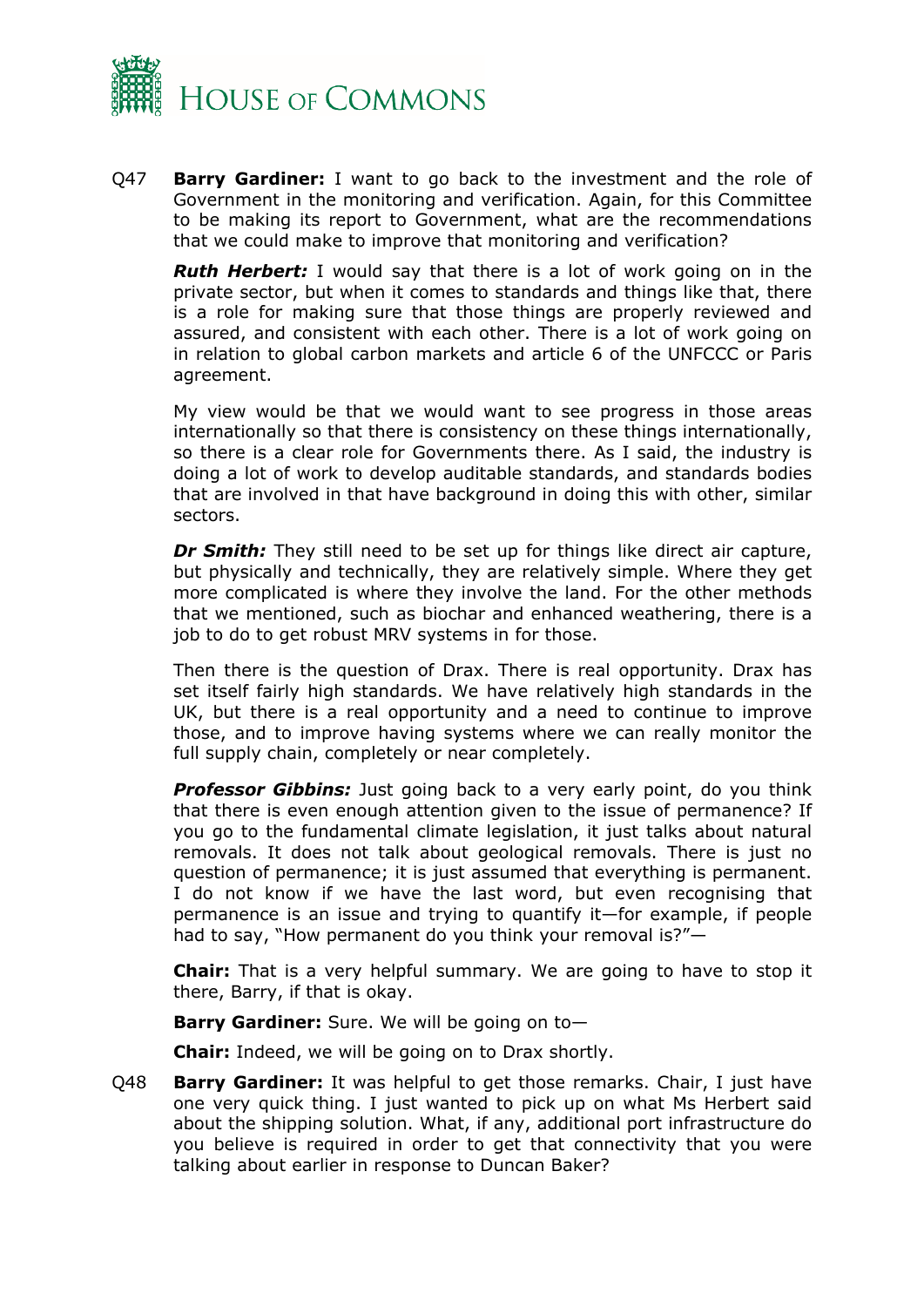Q47 **Barry Gardiner:** I want to go back to the investment and the role of Government in the monitoring and verification. Again, for this Committee to be making its report to Government, what are the recommendations that we could make to improve that monitoring and verification?

***Ruth Herbert:*** I would say that there is a lot of work going on in the private sector, but when it comes to standards and things like that, there is a role for making sure that those things are properly reviewed and assured, and consistent with each other. There is a lot of work going on in relation to global carbon markets and article 6 of the UNFCCC or Paris agreement.

My view would be that we would want to see progress in those areas internationally so that there is consistency on these things internationally, so there is a clear role for Governments there. As I said, the industry is doing a lot of work to develop auditable standards, and standards bodies that are involved in that have background in doing this with other, similar sectors.

***Dr Smith:*** They still need to be set up for things like direct air capture, but physically and technically, they are relatively simple. Where they get more complicated is where they involve the land. For the other methods that we mentioned, such as biochar and enhanced weathering, there is a job to do to get robust MRV systems in for those.

Then there is the question of Drax. There is real opportunity. Drax has set itself fairly high standards. We have relatively high standards in the UK, but there is a real opportunity and a need to continue to improve those, and to improve having systems where we can really monitor the full supply chain, completely or near completely.

***Professor Gibbins:*** Just going back to a very early point, do you think that there is even enough attention given to the issue of permanence? If you go to the fundamental climate legislation, it just talks about natural removals. It does not talk about geological removals. There is just no question of permanence; it is just assumed that everything is permanent. I do not know if we have the last word, but even recognising that permanence is an issue and trying to quantify it—for example, if people had to say, "How permanent do you think your removal is?"—

**Chair:** That is a very helpful summary. We are going to have to stop it there, Barry, if that is okay.

**Barry Gardiner:** Sure. We will be going on to—

**Chair:** Indeed, we will be going on to Drax shortly.

Q48 **Barry Gardiner:** It was helpful to get those remarks. Chair, I just have one very quick thing. I just wanted to pick up on what Ms Herbert said about the shipping solution. What, if any, additional port infrastructure do you believe is required in order to get that connectivity that you were talking about earlier in response to Duncan Baker?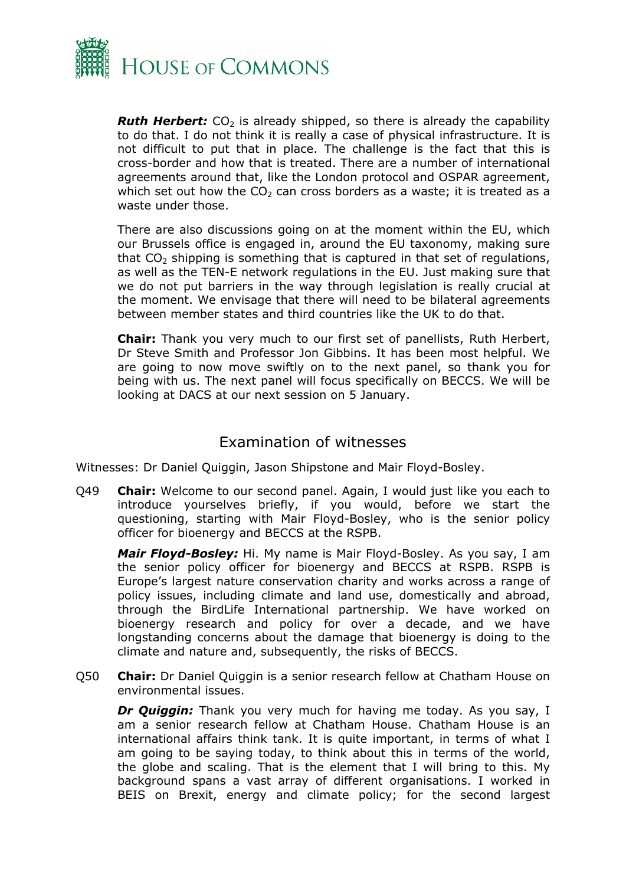***Ruth Herbert:*** $CO_2$ is already shipped, so there is already the capability to do that. I do not think it is really a case of physical infrastructure. It is not difficult to put that in place. The challenge is the fact that this is cross-border and how that is treated. There are a number of international agreements around that, like the London protocol and OSPAR agreement, which set out how the $CO_2$ can cross borders as a waste; it is treated as a waste under those.

There are also discussions going on at the moment within the EU, which our Brussels office is engaged in, around the EU taxonomy, making sure that $CO_2$ shipping is something that is captured in that set of regulations, as well as the TEN-E network regulations in the EU. Just making sure that we do not put barriers in the way through legislation is really crucial at the moment. We envisage that there will need to be bilateral agreements between member states and third countries like the UK to do that.

**Chair:** Thank you very much to our first set of panellists, Ruth Herbert, Dr Steve Smith and Professor Jon Gibbins. It has been most helpful. We are going to now move swiftly on to the next panel, so thank you for being with us. The next panel will focus specifically on BECCS. We will be looking at DACS at our next session on 5 January.

## Examination of witnesses

Witnesses: Dr Daniel Quiggin, Jason Shipstone and Mair Floyd-Bosley.

Q49 **Chair:** Welcome to our second panel. Again, I would just like you each to introduce yourselves briefly, if you would, before we start the questioning, starting with Mair Floyd-Bosley, who is the senior policy officer for bioenergy and BECCS at the RSPB.

***Mair Floyd-Bosley:*** Hi. My name is Mair Floyd-Bosley. As you say, I am the senior policy officer for bioenergy and BECCS at RSPB. RSPB is Europe's largest nature conservation charity and works across a range of policy issues, including climate and land use, domestically and abroad, through the BirdLife International partnership. We have worked on bioenergy research and policy for over a decade, and we have longstanding concerns about the damage that bioenergy is doing to the climate and nature and, subsequently, the risks of BECCS.

Q50 **Chair:** Dr Daniel Quiggin is a senior research fellow at Chatham House on environmental issues.

***Dr Quiggin:*** Thank you very much for having me today. As you say, I am a senior research fellow at Chatham House. Chatham House is an international affairs think tank. It is quite important, in terms of what I am going to be saying today, to think about this in terms of the world, the globe and scaling. That is the element that I will bring to this. My background spans a vast array of different organisations. I worked in BEIS on Brexit, energy and climate policy; for the second largest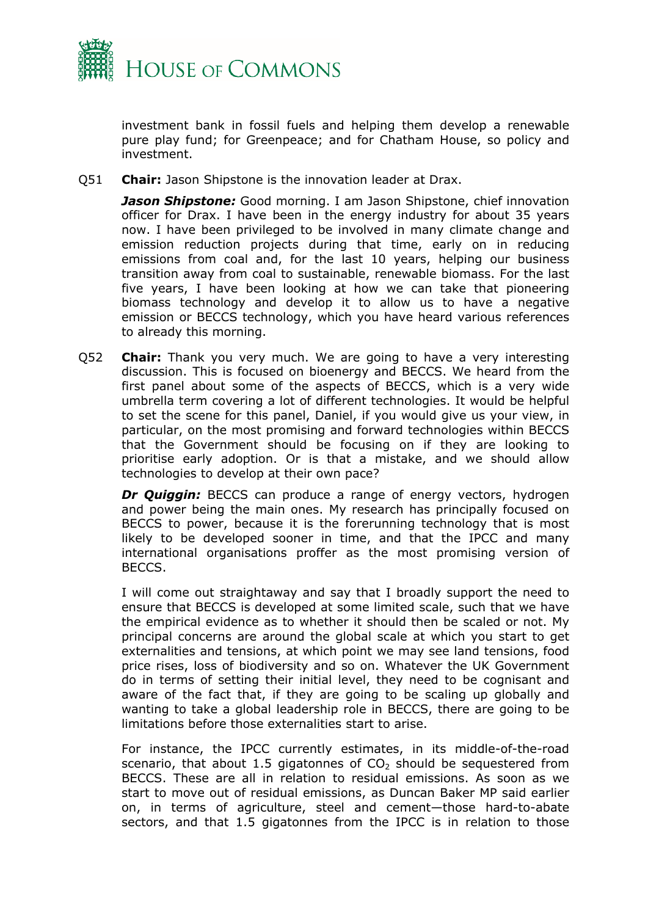investment bank in fossil fuels and helping them develop a renewable pure play fund; for Greenpeace; and for Chatham House, so policy and investment.

Q51 **Chair:** Jason Shipstone is the innovation leader at Drax.

***Jason Shipstone:*** Good morning. I am Jason Shipstone, chief innovation officer for Drax. I have been in the energy industry for about 35 years now. I have been privileged to be involved in many climate change and emission reduction projects during that time, early on in reducing emissions from coal and, for the last 10 years, helping our business transition away from coal to sustainable, renewable biomass. For the last five years, I have been looking at how we can take that pioneering biomass technology and develop it to allow us to have a negative emission or BECCS technology, which you have heard various references to already this morning.

Q52 **Chair:** Thank you very much. We are going to have a very interesting discussion. This is focused on bioenergy and BECCS. We heard from the first panel about some of the aspects of BECCS, which is a very wide umbrella term covering a lot of different technologies. It would be helpful to set the scene for this panel, Daniel, if you would give us your view, in particular, on the most promising and forward technologies within BECCS that the Government should be focusing on if they are looking to prioritise early adoption. Or is that a mistake, and we should allow technologies to develop at their own pace?

***Dr Quiggin:*** BECCS can produce a range of energy vectors, hydrogen and power being the main ones. My research has principally focused on BECCS to power, because it is the forerunning technology that is most likely to be developed sooner in time, and that the IPCC and many international organisations proffer as the most promising version of BECCS.

I will come out straightaway and say that I broadly support the need to ensure that BECCS is developed at some limited scale, such that we have the empirical evidence as to whether it should then be scaled or not. My principal concerns are around the global scale at which you start to get externalities and tensions, at which point we may see land tensions, food price rises, loss of biodiversity and so on. Whatever the UK Government do in terms of setting their initial level, they need to be cognisant and aware of the fact that, if they are going to be scaling up globally and wanting to take a global leadership role in BECCS, there are going to be limitations before those externalities start to arise.

For instance, the IPCC currently estimates, in its middle-of-the-road scenario, that about 1.5 gigatonnes of $CO_2$ should be sequestered from BECCS. These are all in relation to residual emissions. As soon as we start to move out of residual emissions, as Duncan Baker MP said earlier on, in terms of agriculture, steel and cement—those hard-to-abate sectors, and that 1.5 gigatonnes from the IPCC is in relation to those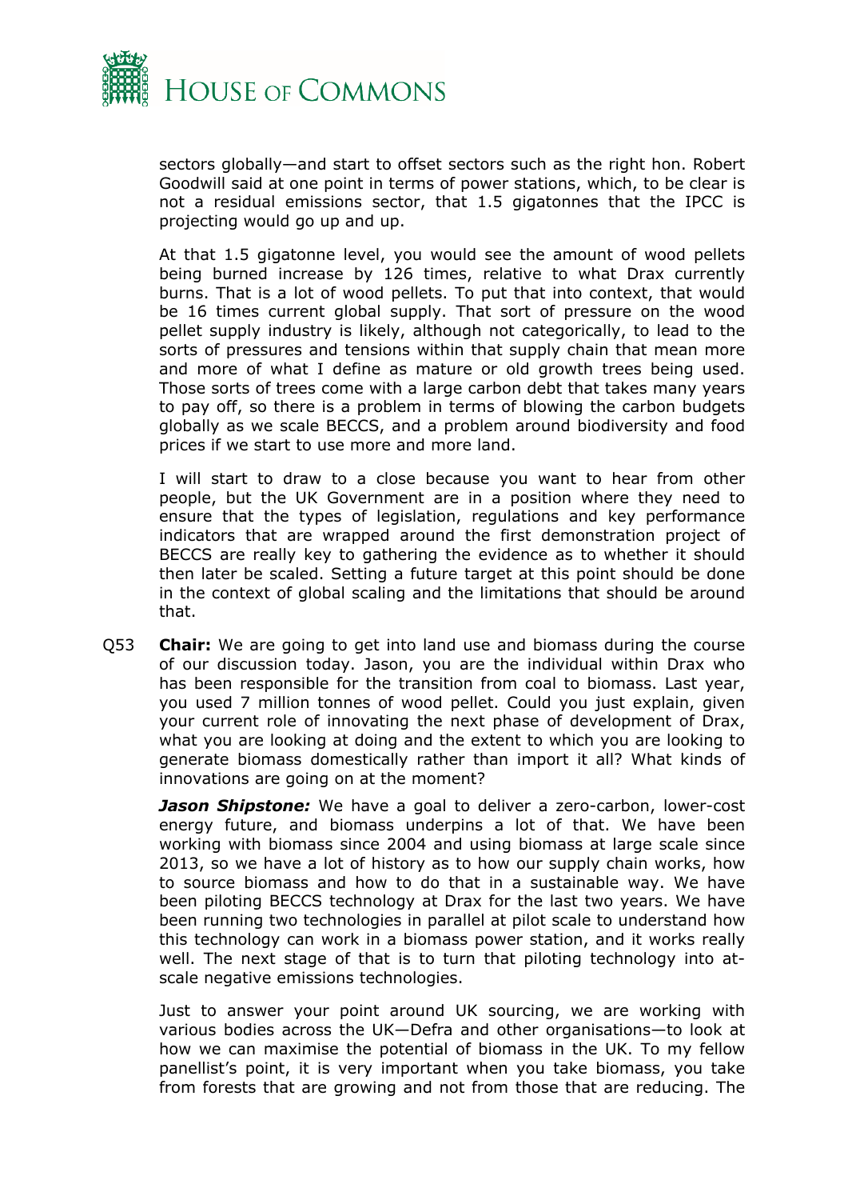sectors globally—and start to offset sectors such as the right hon. Robert Goodwill said at one point in terms of power stations, which, to be clear is not a residual emissions sector, that 1.5 gigatonnes that the IPCC is projecting would go up and up.

At that 1.5 gigatonne level, you would see the amount of wood pellets being burned increase by 126 times, relative to what Drax currently burns. That is a lot of wood pellets. To put that into context, that would be 16 times current global supply. That sort of pressure on the wood pellet supply industry is likely, although not categorically, to lead to the sorts of pressures and tensions within that supply chain that mean more and more of what I define as mature or old growth trees being used. Those sorts of trees come with a large carbon debt that takes many years to pay off, so there is a problem in terms of blowing the carbon budgets globally as we scale BECCS, and a problem around biodiversity and food prices if we start to use more and more land.

I will start to draw to a close because you want to hear from other people, but the UK Government are in a position where they need to ensure that the types of legislation, regulations and key performance indicators that are wrapped around the first demonstration project of BECCS are really key to gathering the evidence as to whether it should then later be scaled. Setting a future target at this point should be done in the context of global scaling and the limitations that should be around that.

Q53 **Chair:** We are going to get into land use and biomass during the course of our discussion today. Jason, you are the individual within Drax who has been responsible for the transition from coal to biomass. Last year, you used 7 million tonnes of wood pellet. Could you just explain, given your current role of innovating the next phase of development of Drax, what you are looking at doing and the extent to which you are looking to generate biomass domestically rather than import it all? What kinds of innovations are going on at the moment?

***Jason Shipstone:*** We have a goal to deliver a zero-carbon, lower-cost energy future, and biomass underpins a lot of that. We have been working with biomass since 2004 and using biomass at large scale since 2013, so we have a lot of history as to how our supply chain works, how to source biomass and how to do that in a sustainable way. We have been piloting BECCS technology at Drax for the last two years. We have been running two technologies in parallel at pilot scale to understand how this technology can work in a biomass power station, and it works really well. The next stage of that is to turn that piloting technology into at-scale negative emissions technologies.

Just to answer your point around UK sourcing, we are working with various bodies across the UK—Defra and other organisations—to look at how we can maximise the potential of biomass in the UK. To my fellow panellist's point, it is very important when you take biomass, you take from forests that are growing and not from those that are reducing. The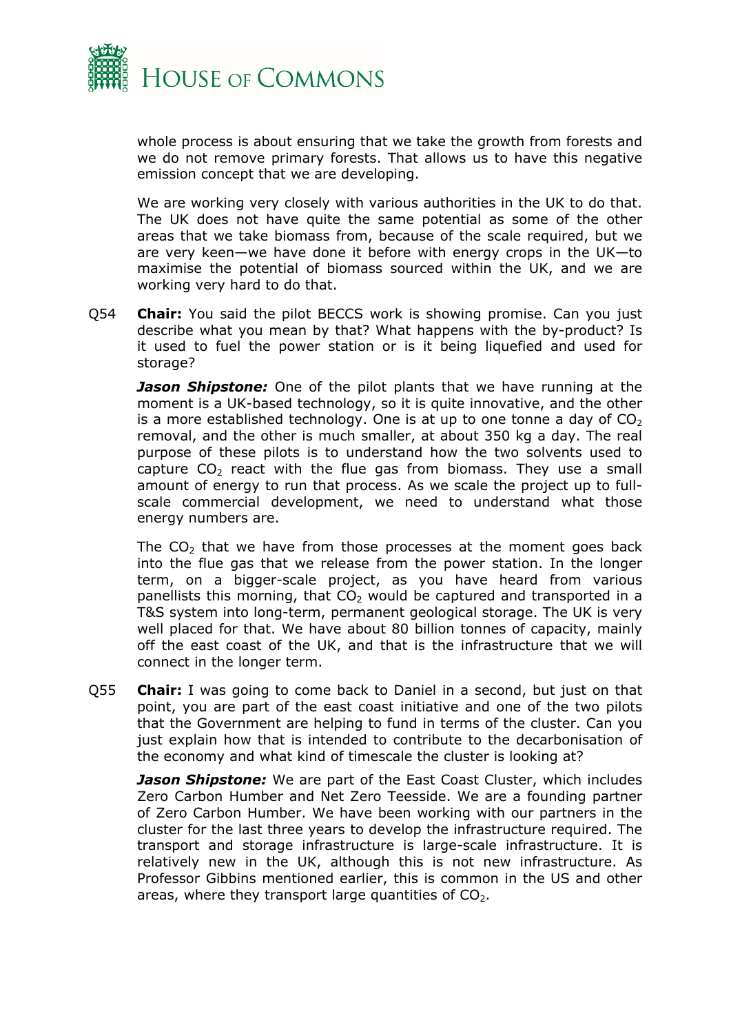whole process is about ensuring that we take the growth from forests and we do not remove primary forests. That allows us to have this negative emission concept that we are developing.

We are working very closely with various authorities in the UK to do that. The UK does not have quite the same potential as some of the other areas that we take biomass from, because of the scale required, but we are very keen—we have done it before with energy crops in the UK—to maximise the potential of biomass sourced within the UK, and we are working very hard to do that.

Q54 **Chair:** You said the pilot BECCS work is showing promise. Can you just describe what you mean by that? What happens with the by-product? Is it used to fuel the power station or is it being liquefied and used for storage?

***Jason Shipstone:*** One of the pilot plants that we have running at the moment is a UK-based technology, so it is quite innovative, and the other is a more established technology. One is at up to one tonne a day of $CO_2$ removal, and the other is much smaller, at about 350 kg a day. The real purpose of these pilots is to understand how the two solvents used to capture $CO_2$ react with the flue gas from biomass. They use a small amount of energy to run that process. As we scale the project up to full-scale commercial development, we need to understand what those energy numbers are.

The $CO_2$ that we have from those processes at the moment goes back into the flue gas that we release from the power station. In the longer term, on a bigger-scale project, as you have heard from various panellists this morning, that $CO_2$ would be captured and transported in a T&S system into long-term, permanent geological storage. The UK is very well placed for that. We have about 80 billion tonnes of capacity, mainly off the east coast of the UK, and that is the infrastructure that we will connect in the longer term.

Q55 **Chair:** I was going to come back to Daniel in a second, but just on that point, you are part of the east coast initiative and one of the two pilots that the Government are helping to fund in terms of the cluster. Can you just explain how that is intended to contribute to the decarbonisation of the economy and what kind of timescale the cluster is looking at?

***Jason Shipstone:*** We are part of the East Coast Cluster, which includes Zero Carbon Humber and Net Zero Teesside. We are a founding partner of Zero Carbon Humber. We have been working with our partners in the cluster for the last three years to develop the infrastructure required. The transport and storage infrastructure is large-scale infrastructure. It is relatively new in the UK, although this is not new infrastructure. As Professor Gibbins mentioned earlier, this is common in the US and other areas, where they transport large quantities of $CO_2$.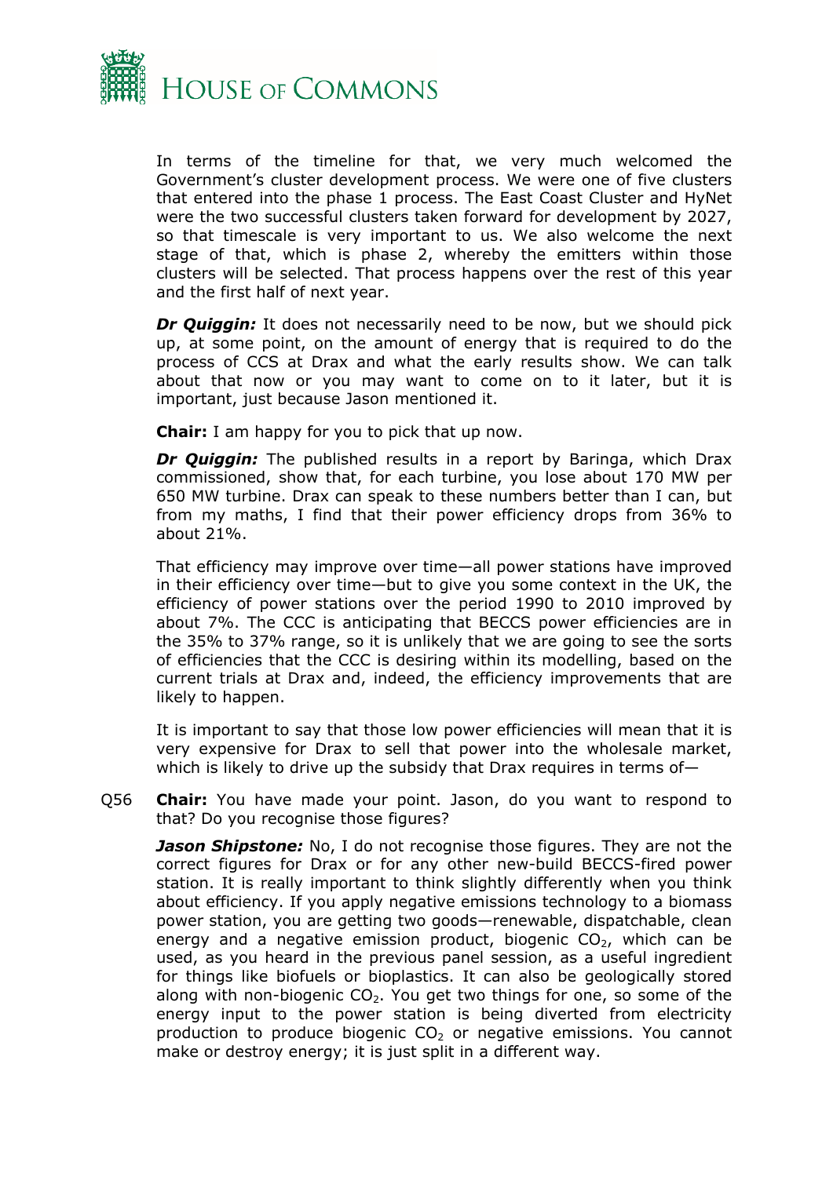In terms of the timeline for that, we very much welcomed the Government's cluster development process. We were one of five clusters that entered into the phase 1 process. The East Coast Cluster and HyNet were the two successful clusters taken forward for development by 2027, so that timescale is very important to us. We also welcome the next stage of that, which is phase 2, whereby the emitters within those clusters will be selected. That process happens over the rest of this year and the first half of next year.

***Dr Quiggin:*** It does not necessarily need to be now, but we should pick up, at some point, on the amount of energy that is required to do the process of CCS at Drax and what the early results show. We can talk about that now or you may want to come on to it later, but it is important, just because Jason mentioned it.

**Chair:** I am happy for you to pick that up now.

***Dr Quiggin:*** The published results in a report by Baringa, which Drax commissioned, show that, for each turbine, you lose about 170 MW per 650 MW turbine. Drax can speak to these numbers better than I can, but from my maths, I find that their power efficiency drops from 36% to about 21%.

That efficiency may improve over time—all power stations have improved in their efficiency over time—but to give you some context in the UK, the efficiency of power stations over the period 1990 to 2010 improved by about 7%. The CCC is anticipating that BECCS power efficiencies are in the 35% to 37% range, so it is unlikely that we are going to see the sorts of efficiencies that the CCC is desiring within its modelling, based on the current trials at Drax and, indeed, the efficiency improvements that are likely to happen.

It is important to say that those low power efficiencies will mean that it is very expensive for Drax to sell that power into the wholesale market, which is likely to drive up the subsidy that Drax requires in terms of—

Q56 **Chair:** You have made your point. Jason, do you want to respond to that? Do you recognise those figures?

***Jason Shipstone:*** No, I do not recognise those figures. They are not the correct figures for Drax or for any other new-build BECCS-fired power station. It is really important to think slightly differently when you think about efficiency. If you apply negative emissions technology to a biomass power station, you are getting two goods—renewable, dispatchable, clean energy and a negative emission product, biogenic $CO_2$, which can be used, as you heard in the previous panel session, as a useful ingredient for things like biofuels or bioplastics. It can also be geologically stored along with non-biogenic $CO_2$. You get two things for one, so some of the energy input to the power station is being diverted from electricity production to produce biogenic $CO_2$ or negative emissions. You cannot make or destroy energy; it is just split in a different way.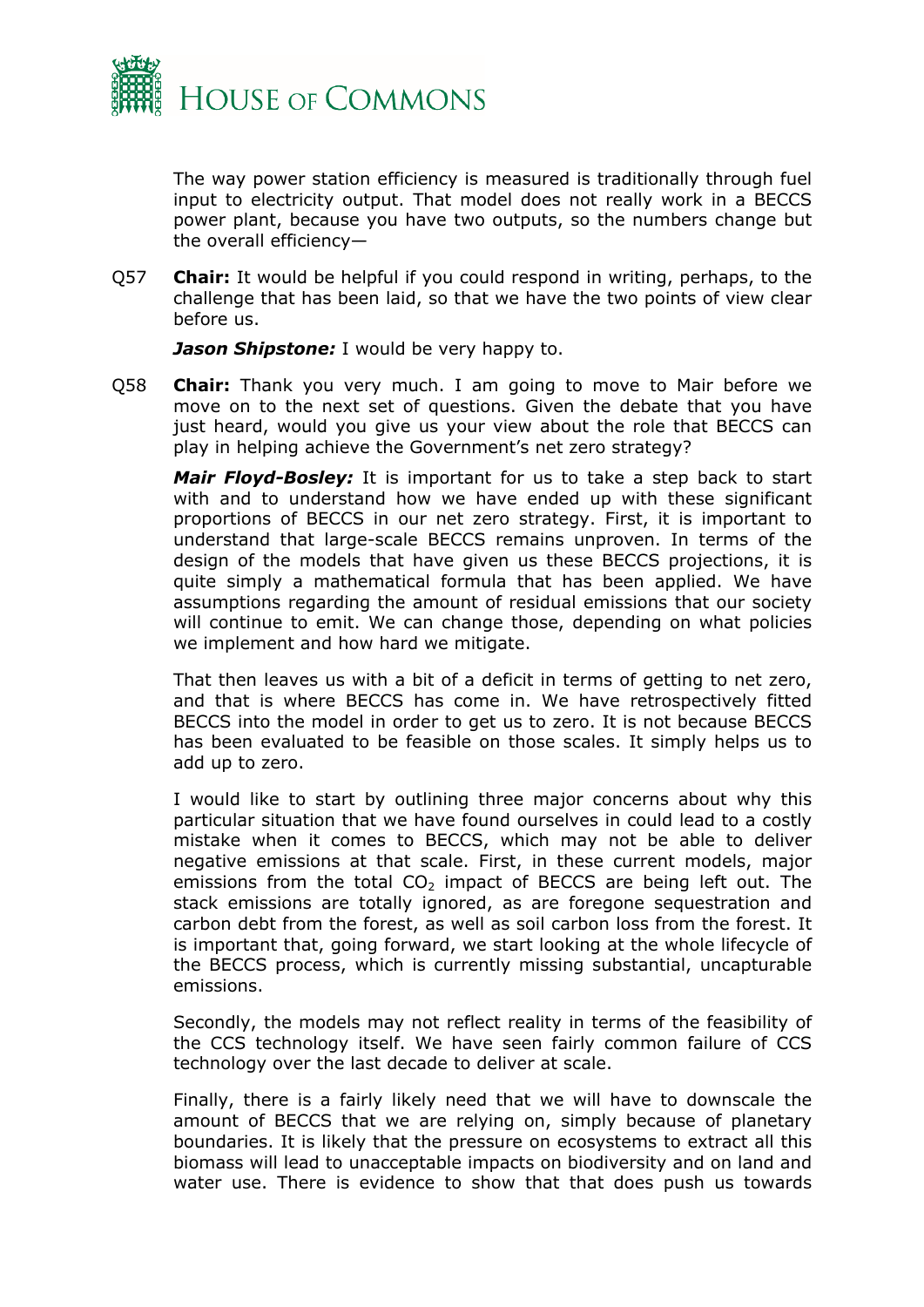The way power station efficiency is measured is traditionally through fuel input to electricity output. That model does not really work in a BECCS power plant, because you have two outputs, so the numbers change but the overall efficiency—

Q57 **Chair:** It would be helpful if you could respond in writing, perhaps, to the challenge that has been laid, so that we have the two points of view clear before us.

***Jason Shipstone:*** I would be very happy to.

Q58 **Chair:** Thank you very much. I am going to move to Mair before we move on to the next set of questions. Given the debate that you have just heard, would you give us your view about the role that BECCS can play in helping achieve the Government's net zero strategy?

***Mair Floyd-Bosley:*** It is important for us to take a step back to start with and to understand how we have ended up with these significant proportions of BECCS in our net zero strategy. First, it is important to understand that large-scale BECCS remains unproven. In terms of the design of the models that have given us these BECCS projections, it is quite simply a mathematical formula that has been applied. We have assumptions regarding the amount of residual emissions that our society will continue to emit. We can change those, depending on what policies we implement and how hard we mitigate.

That then leaves us with a bit of a deficit in terms of getting to net zero, and that is where BECCS has come in. We have retrospectively fitted BECCS into the model in order to get us to zero. It is not because BECCS has been evaluated to be feasible on those scales. It simply helps us to add up to zero.

I would like to start by outlining three major concerns about why this particular situation that we have found ourselves in could lead to a costly mistake when it comes to BECCS, which may not be able to deliver negative emissions at that scale. First, in these current models, major emissions from the total $CO_2$ impact of BECCS are being left out. The stack emissions are totally ignored, as are foregone sequestration and carbon debt from the forest, as well as soil carbon loss from the forest. It is important that, going forward, we start looking at the whole lifecycle of the BECCS process, which is currently missing substantial, uncapturable emissions.

Secondly, the models may not reflect reality in terms of the feasibility of the CCS technology itself. We have seen fairly common failure of CCS technology over the last decade to deliver at scale.

Finally, there is a fairly likely need that we will have to downscale the amount of BECCS that we are relying on, simply because of planetary boundaries. It is likely that the pressure on ecosystems to extract all this biomass will lead to unacceptable impacts on biodiversity and on land and water use. There is evidence to show that that does push us towards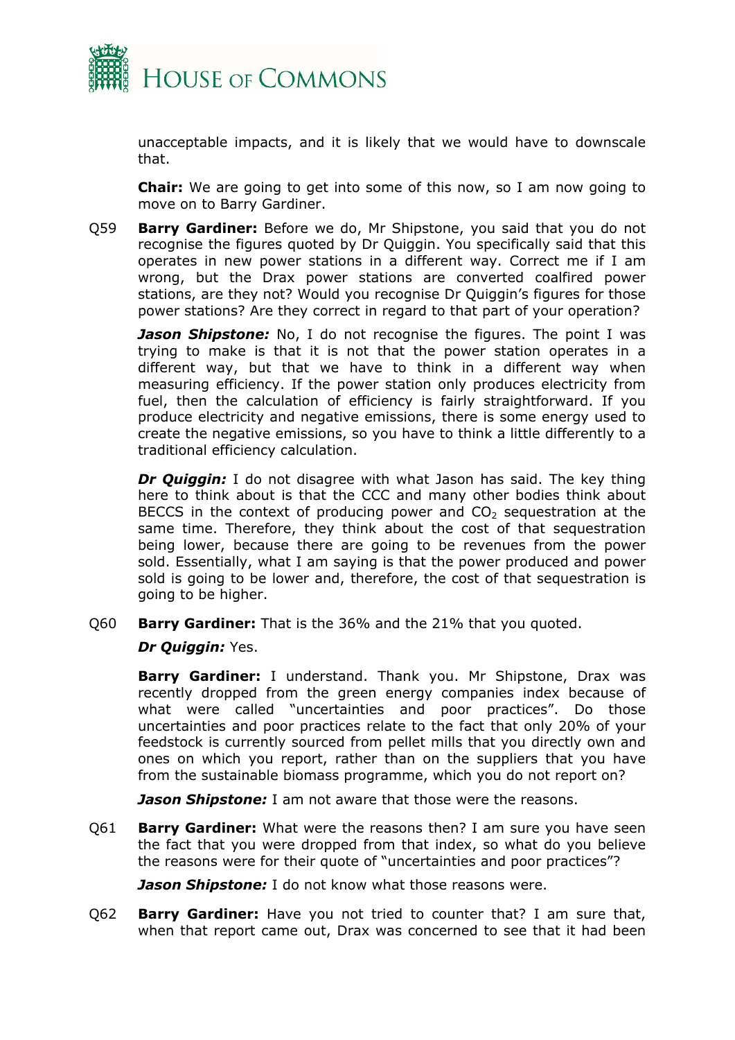unacceptable impacts, and it is likely that we would have to downscale that.

**Chair:** We are going to get into some of this now, so I am now going to move on to Barry Gardiner.

Q59 **Barry Gardiner:** Before we do, Mr Shipstone, you said that you do not recognise the figures quoted by Dr Quiggin. You specifically said that this operates in new power stations in a different way. Correct me if I am wrong, but the Drax power stations are converted coalfired power stations, are they not? Would you recognise Dr Quiggin's figures for those power stations? Are they correct in regard to that part of your operation?

***Jason Shipstone:*** No, I do not recognise the figures. The point I was trying to make is that it is not that the power station operates in a different way, but that we have to think in a different way when measuring efficiency. If the power station only produces electricity from fuel, then the calculation of efficiency is fairly straightforward. If you produce electricity and negative emissions, there is some energy used to create the negative emissions, so you have to think a little differently to a traditional efficiency calculation.

***Dr Quiggin:*** I do not disagree with what Jason has said. The key thing here to think about is that the CCC and many other bodies think about BECCS in the context of producing power and $CO_2$ sequestration at the same time. Therefore, they think about the cost of that sequestration being lower, because there are going to be revenues from the power sold. Essentially, what I am saying is that the power produced and power sold is going to be lower and, therefore, the cost of that sequestration is going to be higher.

Q60 **Barry Gardiner:** That is the 36% and the 21% that you quoted.

***Dr Quiggin:*** Yes.

**Barry Gardiner:** I understand. Thank you. Mr Shipstone, Drax was recently dropped from the green energy companies index because of what were called "uncertainties and poor practices". Do those uncertainties and poor practices relate to the fact that only 20% of your feedstock is currently sourced from pellet mills that you directly own and ones on which you report, rather than on the suppliers that you have from the sustainable biomass programme, which you do not report on?

***Jason Shipstone:*** I am not aware that those were the reasons.

Q61 **Barry Gardiner:** What were the reasons then? I am sure you have seen the fact that you were dropped from that index, so what do you believe the reasons were for their quote of "uncertainties and poor practices"?

***Jason Shipstone:*** I do not know what those reasons were.

Q62 **Barry Gardiner:** Have you not tried to counter that? I am sure that, when that report came out, Drax was concerned to see that it had been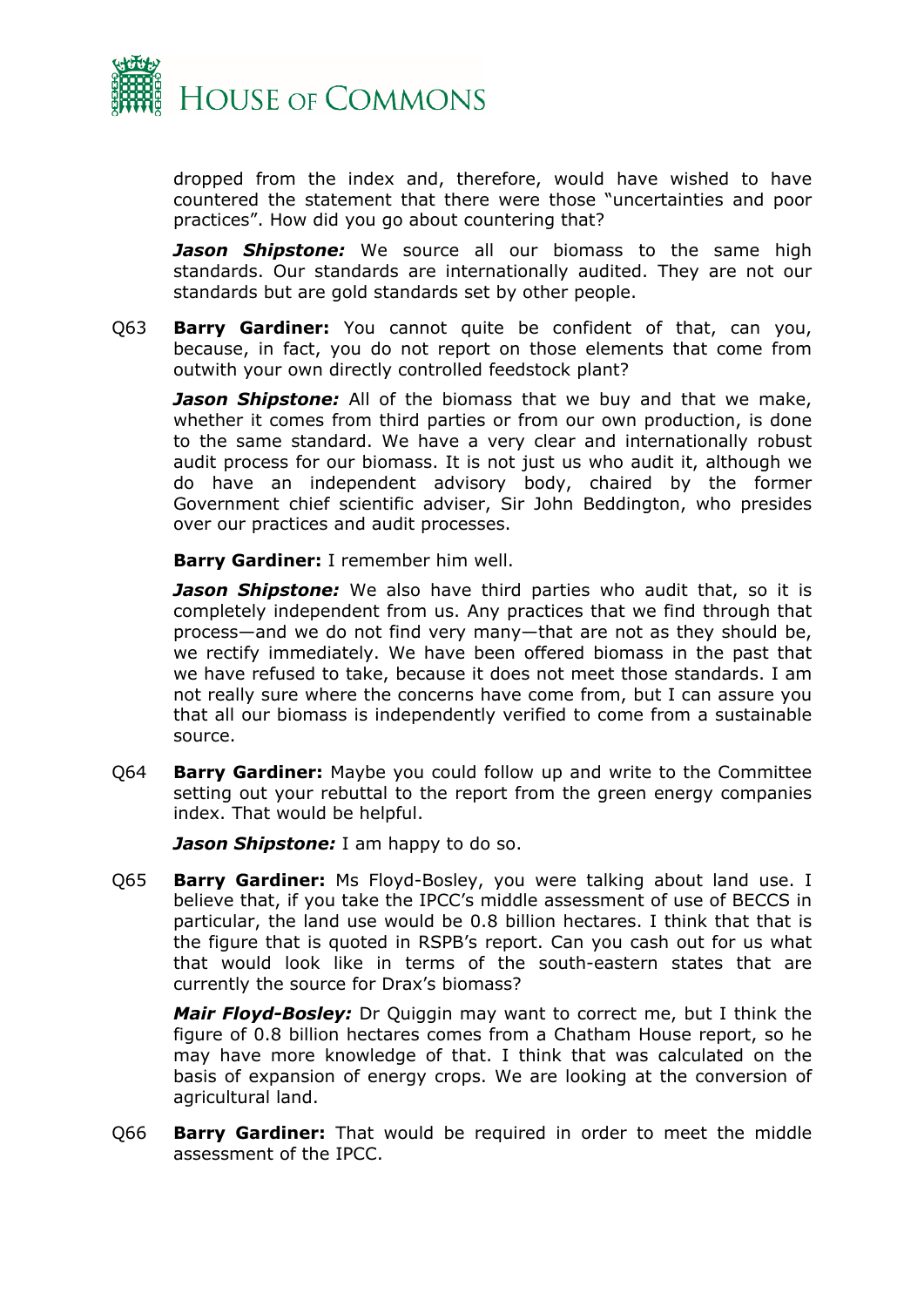dropped from the index and, therefore, would have wished to have countered the statement that there were those "uncertainties and poor practices". How did you go about countering that?

***Jason Shipstone:*** We source all our biomass to the same high standards. Our standards are internationally audited. They are not our standards but are gold standards set by other people.

Q63 **Barry Gardiner:** You cannot quite be confident of that, can you, because, in fact, you do not report on those elements that come from outwith your own directly controlled feedstock plant?

***Jason Shipstone:*** All of the biomass that we buy and that we make, whether it comes from third parties or from our own production, is done to the same standard. We have a very clear and internationally robust audit process for our biomass. It is not just us who audit it, although we do have an independent advisory body, chaired by the former Government chief scientific adviser, Sir John Beddington, who presides over our practices and audit processes.

**Barry Gardiner:** I remember him well.

***Jason Shipstone:*** We also have third parties who audit that, so it is completely independent from us. Any practices that we find through that process—and we do not find very many—that are not as they should be, we rectify immediately. We have been offered biomass in the past that we have refused to take, because it does not meet those standards. I am not really sure where the concerns have come from, but I can assure you that all our biomass is independently verified to come from a sustainable source.

Q64 **Barry Gardiner:** Maybe you could follow up and write to the Committee setting out your rebuttal to the report from the green energy companies index. That would be helpful.

***Jason Shipstone:*** I am happy to do so.

Q65 **Barry Gardiner:** Ms Floyd-Bosley, you were talking about land use. I believe that, if you take the IPCC's middle assessment of use of BECCS in particular, the land use would be 0.8 billion hectares. I think that that is the figure that is quoted in RSPB's report. Can you cash out for us what that would look like in terms of the south-eastern states that are currently the source for Drax's biomass?

***Mair Floyd-Bosley:*** Dr Quiggin may want to correct me, but I think the figure of 0.8 billion hectares comes from a Chatham House report, so he may have more knowledge of that. I think that was calculated on the basis of expansion of energy crops. We are looking at the conversion of agricultural land.

Q66 **Barry Gardiner:** That would be required in order to meet the middle assessment of the IPCC.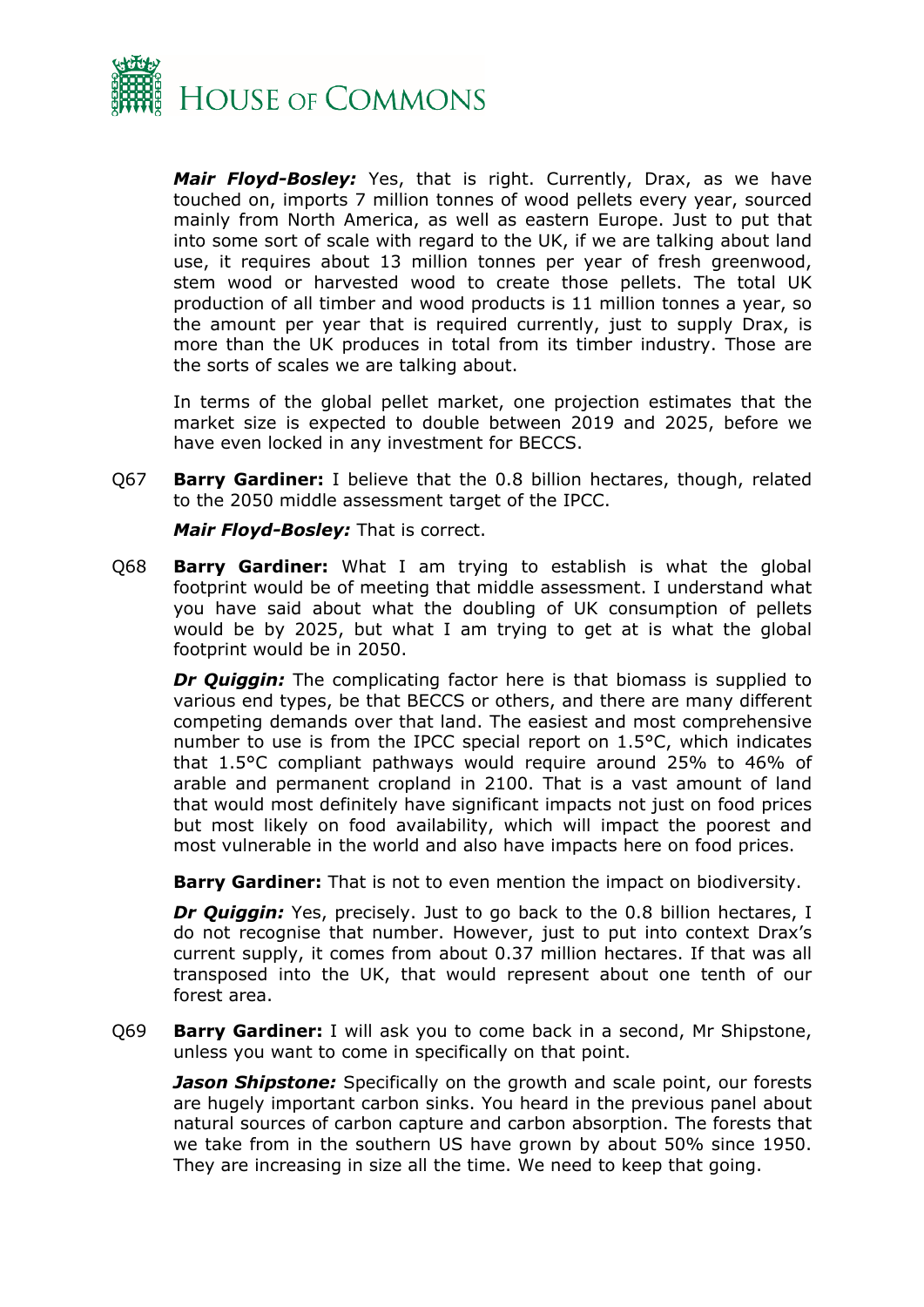***Mair Floyd-Bosley:*** Yes, that is right. Currently, Drax, as we have touched on, imports 7 million tonnes of wood pellets every year, sourced mainly from North America, as well as eastern Europe. Just to put that into some sort of scale with regard to the UK, if we are talking about land use, it requires about 13 million tonnes per year of fresh greenwood, stem wood or harvested wood to create those pellets. The total UK production of all timber and wood products is 11 million tonnes a year, so the amount per year that is required currently, just to supply Drax, is more than the UK produces in total from its timber industry. Those are the sorts of scales we are talking about.

In terms of the global pellet market, one projection estimates that the market size is expected to double between 2019 and 2025, before we have even locked in any investment for BECCS.

Q67 **Barry Gardiner:** I believe that the 0.8 billion hectares, though, related to the 2050 middle assessment target of the IPCC.

***Mair Floyd-Bosley:*** That is correct.

Q68 **Barry Gardiner:** What I am trying to establish is what the global footprint would be of meeting that middle assessment. I understand what you have said about what the doubling of UK consumption of pellets would be by 2025, but what I am trying to get at is what the global footprint would be in 2050.

***Dr Quiggin:*** The complicating factor here is that biomass is supplied to various end types, be that BECCS or others, and there are many different competing demands over that land. The easiest and most comprehensive number to use is from the IPCC special report on 1.5°C, which indicates that 1.5°C compliant pathways would require around 25% to 46% of arable and permanent cropland in 2100. That is a vast amount of land that would most definitely have significant impacts not just on food prices but most likely on food availability, which will impact the poorest and most vulnerable in the world and also have impacts here on food prices.

**Barry Gardiner:** That is not to even mention the impact on biodiversity.

***Dr Quiggin:*** Yes, precisely. Just to go back to the 0.8 billion hectares, I do not recognise that number. However, just to put into context Drax's current supply, it comes from about 0.37 million hectares. If that was all transposed into the UK, that would represent about one tenth of our forest area.

Q69 **Barry Gardiner:** I will ask you to come back in a second, Mr Shipstone, unless you want to come in specifically on that point.

***Jason Shipstone:*** Specifically on the growth and scale point, our forests are hugely important carbon sinks. You heard in the previous panel about natural sources of carbon capture and carbon absorption. The forests that we take from in the southern US have grown by about 50% since 1950. They are increasing in size all the time. We need to keep that going.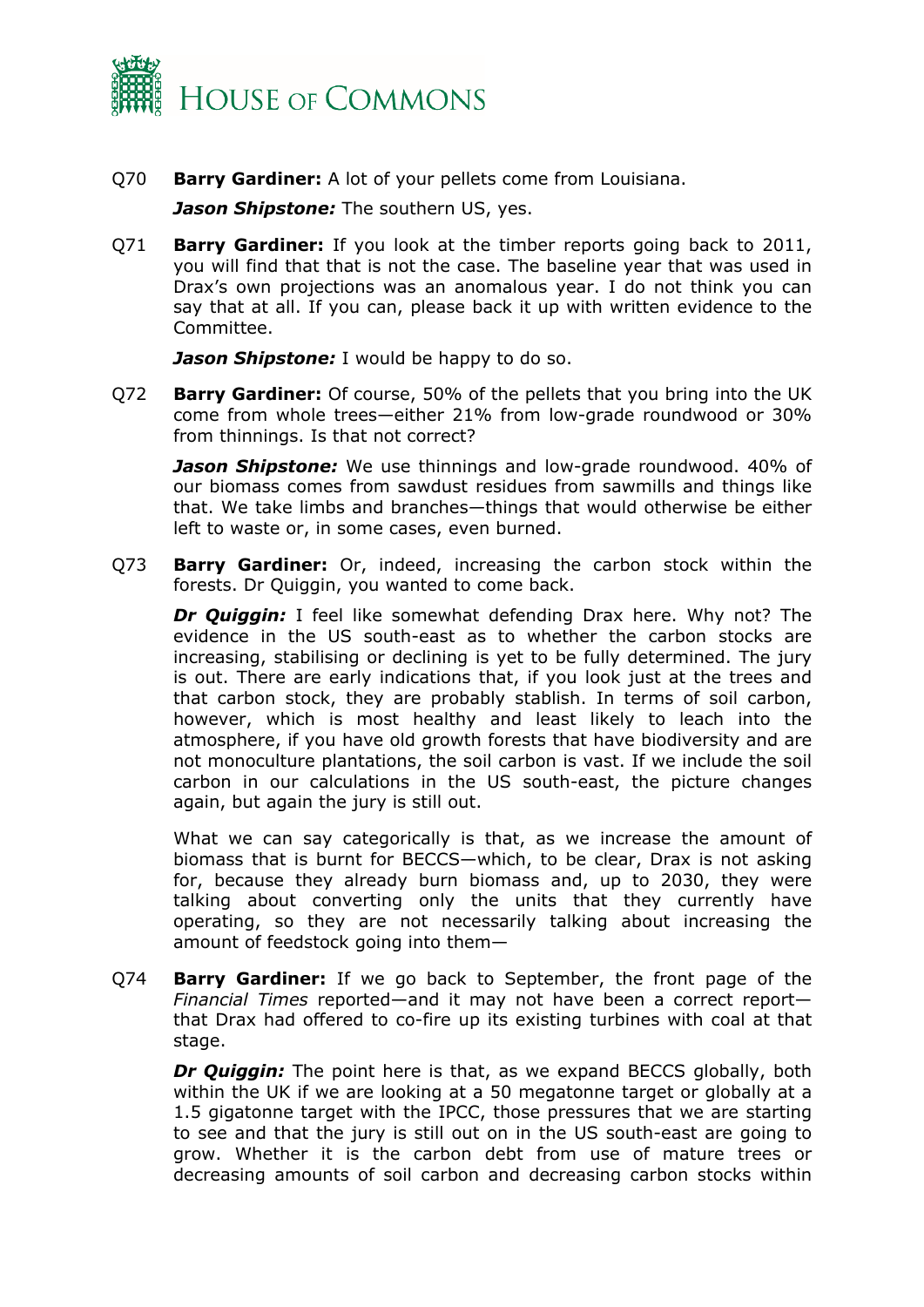Q70 **Barry Gardiner:** A lot of your pellets come from Louisiana.

***Jason Shipstone:*** The southern US, yes.

Q71 **Barry Gardiner:** If you look at the timber reports going back to 2011, you will find that that is not the case. The baseline year that was used in Drax's own projections was an anomalous year. I do not think you can say that at all. If you can, please back it up with written evidence to the Committee.

***Jason Shipstone:*** I would be happy to do so.

Q72 **Barry Gardiner:** Of course, 50% of the pellets that you bring into the UK come from whole trees—either 21% from low-grade roundwood or 30% from thinnings. Is that not correct?

***Jason Shipstone:*** We use thinnings and low-grade roundwood. 40% of our biomass comes from sawdust residues from sawmills and things like that. We take limbs and branches—things that would otherwise be either left to waste or, in some cases, even burned.

Q73 **Barry Gardiner:** Or, indeed, increasing the carbon stock within the forests. Dr Quiggin, you wanted to come back.

***Dr Quiggin:*** I feel like somewhat defending Drax here. Why not? The evidence in the US south-east as to whether the carbon stocks are increasing, stabilising or declining is yet to be fully determined. The jury is out. There are early indications that, if you look just at the trees and that carbon stock, they are probably stablish. In terms of soil carbon, however, which is most healthy and least likely to leach into the atmosphere, if you have old growth forests that have biodiversity and are not monoculture plantations, the soil carbon is vast. If we include the soil carbon in our calculations in the US south-east, the picture changes again, but again the jury is still out.

What we can say categorically is that, as we increase the amount of biomass that is burnt for BECCS—which, to be clear, Drax is not asking for, because they already burn biomass and, up to 2030, they were talking about converting only the units that they currently have operating, so they are not necessarily talking about increasing the amount of feedstock going into them—

Q74 **Barry Gardiner:** If we go back to September, the front page of the *Financial Times* reported—and it may not have been a correct report—that Drax had offered to co-fire up its existing turbines with coal at that stage.

***Dr Quiggin:*** The point here is that, as we expand BECCS globally, both within the UK if we are looking at a 50 megatonne target or globally at a 1.5 gigatonne target with the IPCC, those pressures that we are starting to see and that the jury is still out on in the US south-east are going to grow. Whether it is the carbon debt from use of mature trees or decreasing amounts of soil carbon and decreasing carbon stocks within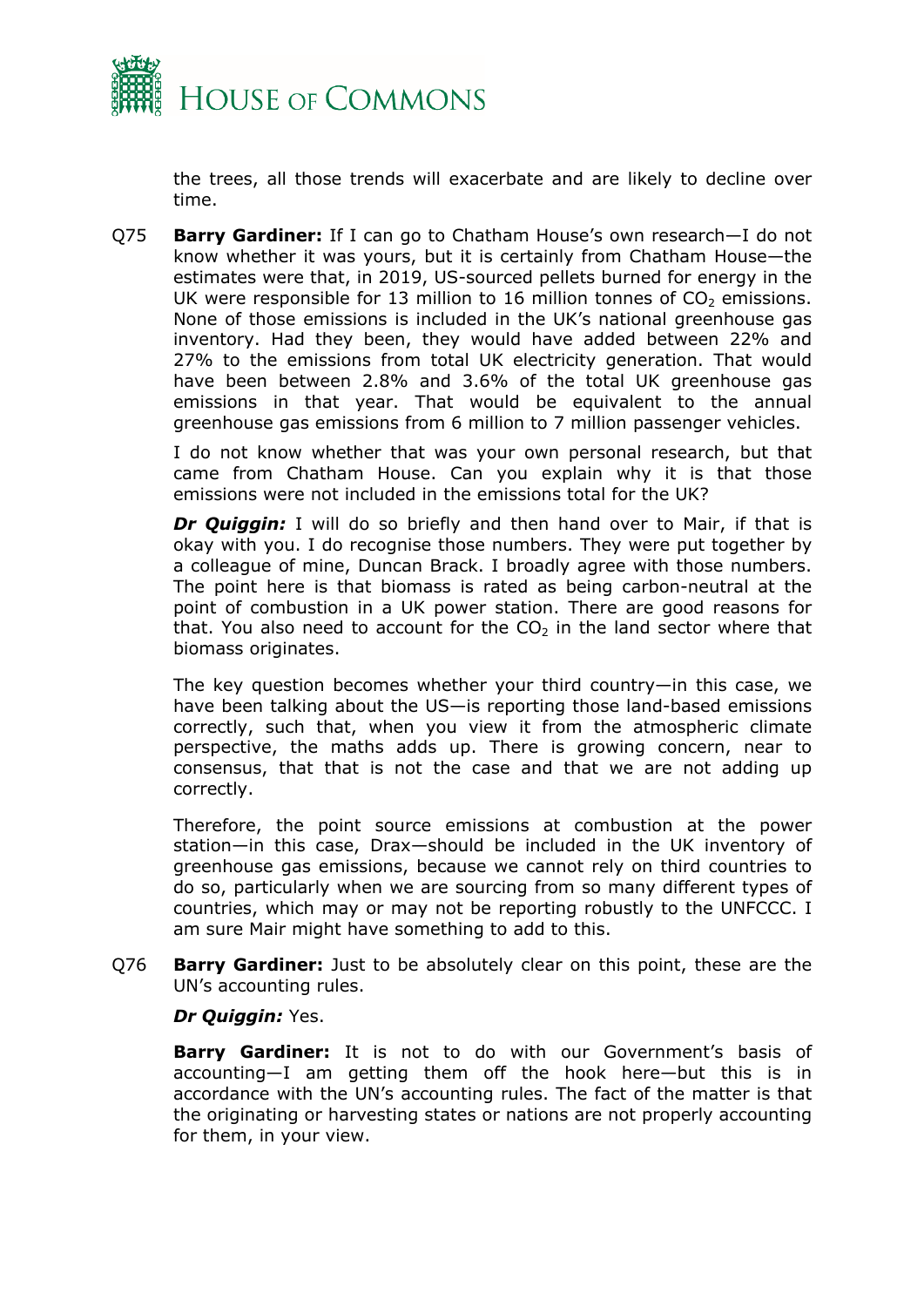the trees, all those trends will exacerbate and are likely to decline over time.

Q75 **Barry Gardiner:** If I can go to Chatham House's own research—I do not know whether it was yours, but it is certainly from Chatham House—the estimates were that, in 2019, US-sourced pellets burned for energy in the UK were responsible for 13 million to 16 million tonnes of $CO_2$ emissions. None of those emissions is included in the UK's national greenhouse gas inventory. Had they been, they would have added between 22% and 27% to the emissions from total UK electricity generation. That would have been between 2.8% and 3.6% of the total UK greenhouse gas emissions in that year. That would be equivalent to the annual greenhouse gas emissions from 6 million to 7 million passenger vehicles.

I do not know whether that was your own personal research, but that came from Chatham House. Can you explain why it is that those emissions were not included in the emissions total for the UK?

***Dr Quiggin:*** I will do so briefly and then hand over to Mair, if that is okay with you. I do recognise those numbers. They were put together by a colleague of mine, Duncan Brack. I broadly agree with those numbers. The point here is that biomass is rated as being carbon-neutral at the point of combustion in a UK power station. There are good reasons for that. You also need to account for the $CO_2$ in the land sector where that biomass originates.

The key question becomes whether your third country—in this case, we have been talking about the US—is reporting those land-based emissions correctly, such that, when you view it from the atmospheric climate perspective, the maths adds up. There is growing concern, near to consensus, that that is not the case and that we are not adding up correctly.

Therefore, the point source emissions at combustion at the power station—in this case, Drax—should be included in the UK inventory of greenhouse gas emissions, because we cannot rely on third countries to do so, particularly when we are sourcing from so many different types of countries, which may or may not be reporting robustly to the UNFCCC. I am sure Mair might have something to add to this.

Q76 **Barry Gardiner:** Just to be absolutely clear on this point, these are the UN's accounting rules.

***Dr Quiggin:*** Yes.

**Barry Gardiner:** It is not to do with our Government's basis of accounting—I am getting them off the hook here—but this is in accordance with the UN's accounting rules. The fact of the matter is that the originating or harvesting states or nations are not properly accounting for them, in your view.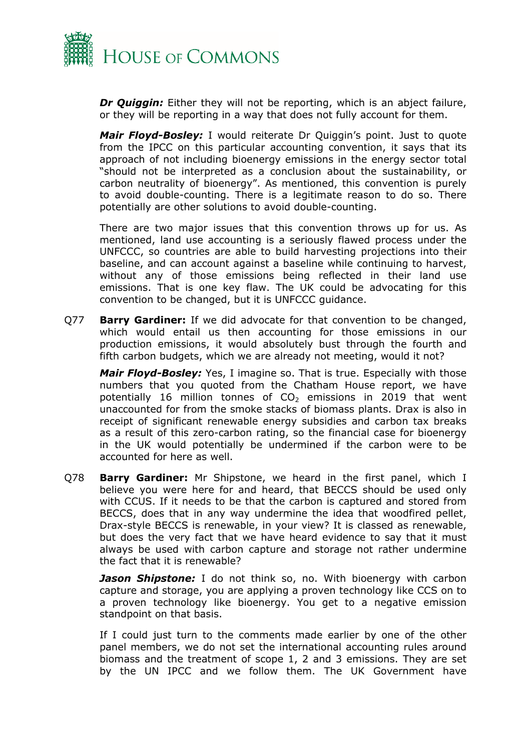***Dr Quiggin:*** Either they will not be reporting, which is an abject failure, or they will be reporting in a way that does not fully account for them.

***Mair Floyd-Bosley:*** I would reiterate Dr Quiggin's point. Just to quote from the IPCC on this particular accounting convention, it says that its approach of not including bioenergy emissions in the energy sector total "should not be interpreted as a conclusion about the sustainability, or carbon neutrality of bioenergy". As mentioned, this convention is purely to avoid double-counting. There is a legitimate reason to do so. There potentially are other solutions to avoid double-counting.

There are two major issues that this convention throws up for us. As mentioned, land use accounting is a seriously flawed process under the UNFCCC, so countries are able to build harvesting projections into their baseline, and can account against a baseline while continuing to harvest, without any of those emissions being reflected in their land use emissions. That is one key flaw. The UK could be advocating for this convention to be changed, but it is UNFCCC guidance.

Q77 **Barry Gardiner:** If we did advocate for that convention to be changed, which would entail us then accounting for those emissions in our production emissions, it would absolutely bust through the fourth and fifth carbon budgets, which we are already not meeting, would it not?

***Mair Floyd-Bosley:*** Yes, I imagine so. That is true. Especially with those numbers that you quoted from the Chatham House report, we have potentially 16 million tonnes of $CO_2$ emissions in 2019 that went unaccounted for from the smoke stacks of biomass plants. Drax is also in receipt of significant renewable energy subsidies and carbon tax breaks as a result of this zero-carbon rating, so the financial case for bioenergy in the UK would potentially be undermined if the carbon were to be accounted for here as well.

Q78 **Barry Gardiner:** Mr Shipstone, we heard in the first panel, which I believe you were here for and heard, that BECCS should be used only with CCUS. If it needs to be that the carbon is captured and stored from BECCS, does that in any way undermine the idea that woodfired pellet, Drax-style BECCS is renewable, in your view? It is classed as renewable, but does the very fact that we have heard evidence to say that it must always be used with carbon capture and storage not rather undermine the fact that it is renewable?

***Jason Shipstone:*** I do not think so, no. With bioenergy with carbon capture and storage, you are applying a proven technology like CCS on to a proven technology like bioenergy. You get to a negative emission standpoint on that basis.

If I could just turn to the comments made earlier by one of the other panel members, we do not set the international accounting rules around biomass and the treatment of scope 1, 2 and 3 emissions. They are set by the UN IPCC and we follow them. The UK Government have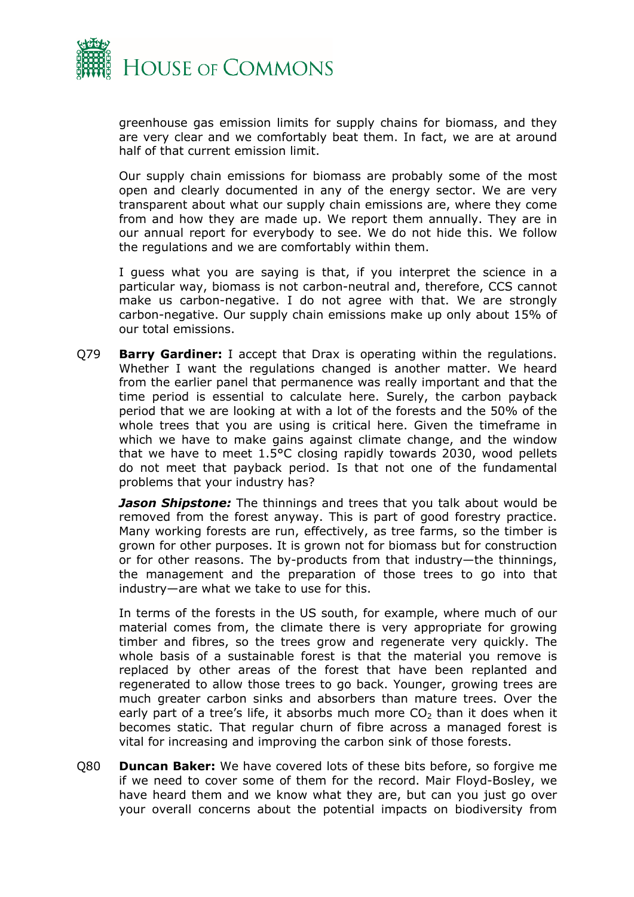greenhouse gas emission limits for supply chains for biomass, and they are very clear and we comfortably beat them. In fact, we are at around half of that current emission limit.

Our supply chain emissions for biomass are probably some of the most open and clearly documented in any of the energy sector. We are very transparent about what our supply chain emissions are, where they come from and how they are made up. We report them annually. They are in our annual report for everybody to see. We do not hide this. We follow the regulations and we are comfortably within them.

I guess what you are saying is that, if you interpret the science in a particular way, biomass is not carbon-neutral and, therefore, CCS cannot make us carbon-negative. I do not agree with that. We are strongly carbon-negative. Our supply chain emissions make up only about 15% of our total emissions.

Q79 **Barry Gardiner:** I accept that Drax is operating within the regulations. Whether I want the regulations changed is another matter. We heard from the earlier panel that permanence was really important and that the time period is essential to calculate here. Surely, the carbon payback period that we are looking at with a lot of the forests and the 50% of the whole trees that you are using is critical here. Given the timeframe in which we have to make gains against climate change, and the window that we have to meet 1.5°C closing rapidly towards 2030, wood pellets do not meet that payback period. Is that not one of the fundamental problems that your industry has?

***Jason Shipstone:*** The thinnings and trees that you talk about would be removed from the forest anyway. This is part of good forestry practice. Many working forests are run, effectively, as tree farms, so the timber is grown for other purposes. It is grown not for biomass but for construction or for other reasons. The by-products from that industry—the thinnings, the management and the preparation of those trees to go into that industry—are what we take to use for this.

In terms of the forests in the US south, for example, where much of our material comes from, the climate there is very appropriate for growing timber and fibres, so the trees grow and regenerate very quickly. The whole basis of a sustainable forest is that the material you remove is replaced by other areas of the forest that have been replanted and regenerated to allow those trees to go back. Younger, growing trees are much greater carbon sinks and absorbers than mature trees. Over the early part of a tree's life, it absorbs much more $CO_2$ than it does when it becomes static. That regular churn of fibre across a managed forest is vital for increasing and improving the carbon sink of those forests.

Q80 **Duncan Baker:** We have covered lots of these bits before, so forgive me if we need to cover some of them for the record. Mair Floyd-Bosley, we have heard them and we know what they are, but can you just go over your overall concerns about the potential impacts on biodiversity from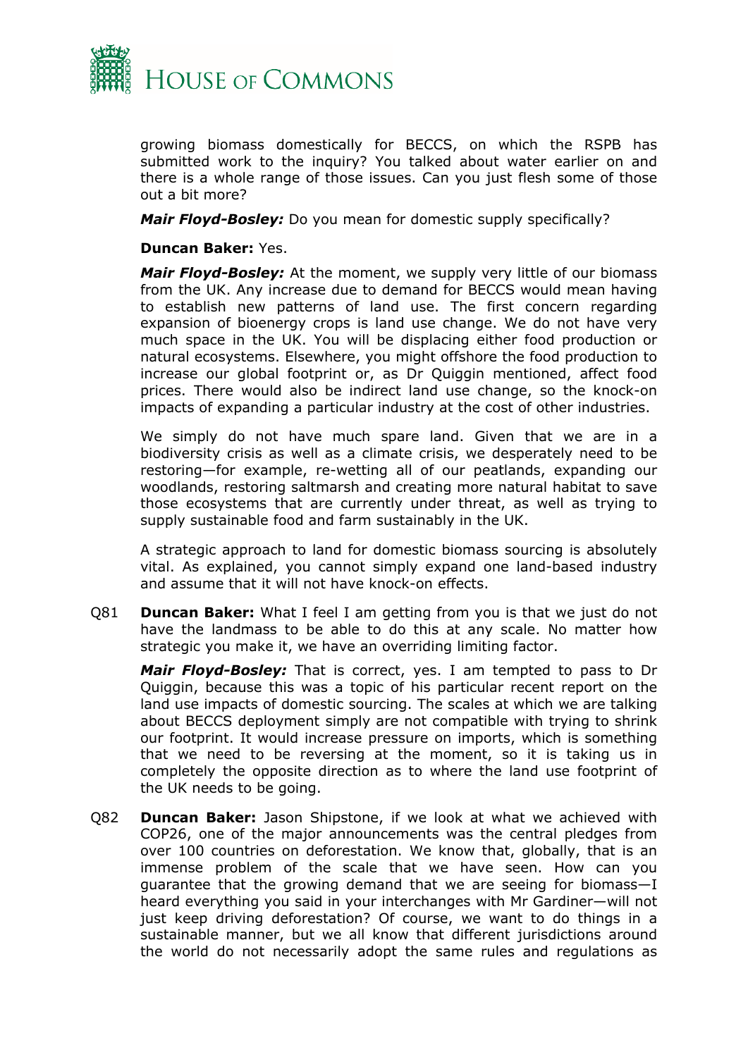growing biomass domestically for BECCS, on which the RSPB has submitted work to the inquiry? You talked about water earlier on and there is a whole range of those issues. Can you just flesh some of those out a bit more?

***Mair Floyd-Bosley:*** Do you mean for domestic supply specifically?

**Duncan Baker:** Yes.

***Mair Floyd-Bosley:*** At the moment, we supply very little of our biomass from the UK. Any increase due to demand for BECCS would mean having to establish new patterns of land use. The first concern regarding expansion of bioenergy crops is land use change. We do not have very much space in the UK. You will be displacing either food production or natural ecosystems. Elsewhere, you might offshore the food production to increase our global footprint or, as Dr Quiggin mentioned, affect food prices. There would also be indirect land use change, so the knock-on impacts of expanding a particular industry at the cost of other industries.

We simply do not have much spare land. Given that we are in a biodiversity crisis as well as a climate crisis, we desperately need to be restoring—for example, re-wetting all of our peatlands, expanding our woodlands, restoring saltmarsh and creating more natural habitat to save those ecosystems that are currently under threat, as well as trying to supply sustainable food and farm sustainably in the UK.

A strategic approach to land for domestic biomass sourcing is absolutely vital. As explained, you cannot simply expand one land-based industry and assume that it will not have knock-on effects.

Q81 **Duncan Baker:** What I feel I am getting from you is that we just do not have the landmass to be able to do this at any scale. No matter how strategic you make it, we have an overriding limiting factor.

***Mair Floyd-Bosley:*** That is correct, yes. I am tempted to pass to Dr Quiggin, because this was a topic of his particular recent report on the land use impacts of domestic sourcing. The scales at which we are talking about BECCS deployment simply are not compatible with trying to shrink our footprint. It would increase pressure on imports, which is something that we need to be reversing at the moment, so it is taking us in completely the opposite direction as to where the land use footprint of the UK needs to be going.

Q82 **Duncan Baker:** Jason Shipstone, if we look at what we achieved with COP26, one of the major announcements was the central pledges from over 100 countries on deforestation. We know that, globally, that is an immense problem of the scale that we have seen. How can you guarantee that the growing demand that we are seeing for biomass—I heard everything you said in your interchanges with Mr Gardiner—will not just keep driving deforestation? Of course, we want to do things in a sustainable manner, but we all know that different jurisdictions around the world do not necessarily adopt the same rules and regulations as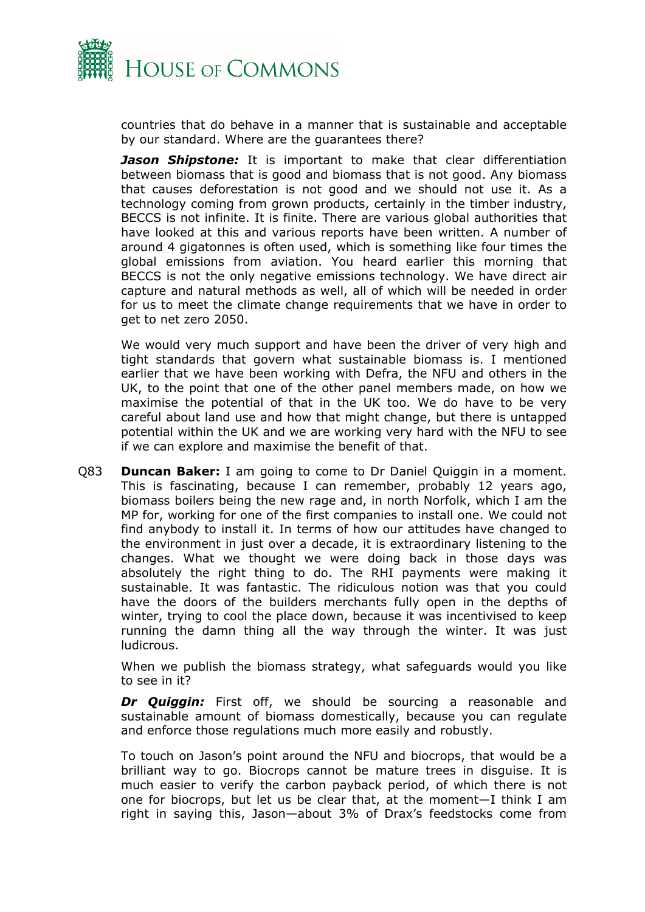countries that do behave in a manner that is sustainable and acceptable by our standard. Where are the guarantees there?

***Jason Shipstone:*** It is important to make that clear differentiation between biomass that is good and biomass that is not good. Any biomass that causes deforestation is not good and we should not use it. As a technology coming from grown products, certainly in the timber industry, BECCS is not infinite. It is finite. There are various global authorities that have looked at this and various reports have been written. A number of around 4 gigatonnes is often used, which is something like four times the global emissions from aviation. You heard earlier this morning that BECCS is not the only negative emissions technology. We have direct air capture and natural methods as well, all of which will be needed in order for us to meet the climate change requirements that we have in order to get to net zero 2050.

We would very much support and have been the driver of very high and tight standards that govern what sustainable biomass is. I mentioned earlier that we have been working with Defra, the NFU and others in the UK, to the point that one of the other panel members made, on how we maximise the potential of that in the UK too. We do have to be very careful about land use and how that might change, but there is untapped potential within the UK and we are working very hard with the NFU to see if we can explore and maximise the benefit of that.

Q83 **Duncan Baker:** I am going to come to Dr Daniel Quiggin in a moment. This is fascinating, because I can remember, probably 12 years ago, biomass boilers being the new rage and, in north Norfolk, which I am the MP for, working for one of the first companies to install one. We could not find anybody to install it. In terms of how our attitudes have changed to the environment in just over a decade, it is extraordinary listening to the changes. What we thought we were doing back in those days was absolutely the right thing to do. The RHI payments were making it sustainable. It was fantastic. The ridiculous notion was that you could have the doors of the builders merchants fully open in the depths of winter, trying to cool the place down, because it was incentivised to keep running the damn thing all the way through the winter. It was just ludicrous.

When we publish the biomass strategy, what safeguards would you like to see in it?

***Dr Quiggin:*** First off, we should be sourcing a reasonable and sustainable amount of biomass domestically, because you can regulate and enforce those regulations much more easily and robustly.

To touch on Jason's point around the NFU and biocrops, that would be a brilliant way to go. Biocrops cannot be mature trees in disguise. It is much easier to verify the carbon payback period, of which there is not one for biocrops, but let us be clear that, at the moment—I think I am right in saying this, Jason—about 3% of Drax's feedstocks come from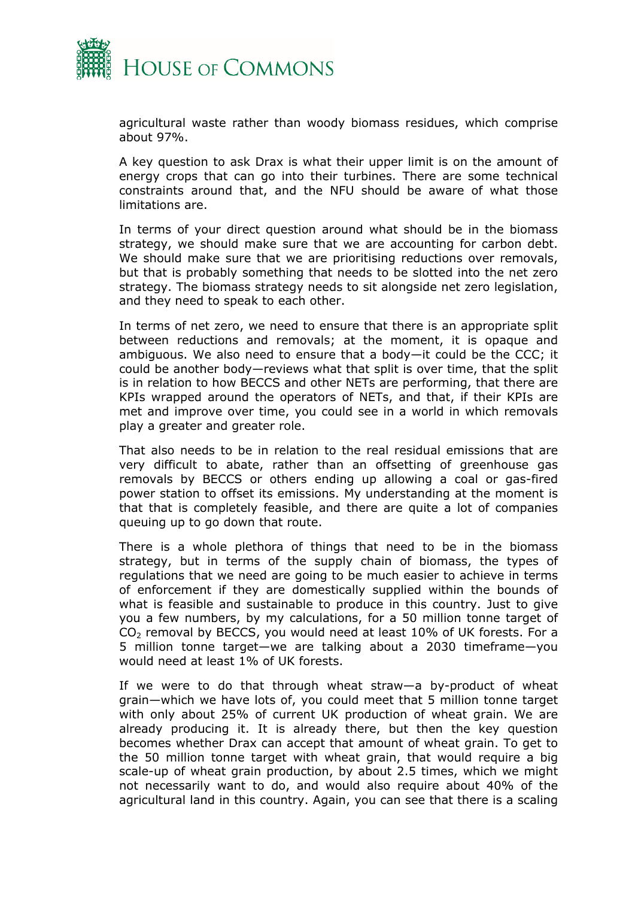agricultural waste rather than woody biomass residues, which comprise about 97%.

A key question to ask Drax is what their upper limit is on the amount of energy crops that can go into their turbines. There are some technical constraints around that, and the NFU should be aware of what those limitations are.

In terms of your direct question around what should be in the biomass strategy, we should make sure that we are accounting for carbon debt. We should make sure that we are prioritising reductions over removals, but that is probably something that needs to be slotted into the net zero strategy. The biomass strategy needs to sit alongside net zero legislation, and they need to speak to each other.

In terms of net zero, we need to ensure that there is an appropriate split between reductions and removals; at the moment, it is opaque and ambiguous. We also need to ensure that a body—it could be the CCC; it could be another body—reviews what that split is over time, that the split is in relation to how BECCS and other NETs are performing, that there are KPIs wrapped around the operators of NETs, and that, if their KPIs are met and improve over time, you could see in a world in which removals play a greater and greater role.

That also needs to be in relation to the real residual emissions that are very difficult to abate, rather than an offsetting of greenhouse gas removals by BECCS or others ending up allowing a coal or gas-fired power station to offset its emissions. My understanding at the moment is that that is completely feasible, and there are quite a lot of companies queuing up to go down that route.

There is a whole plethora of things that need to be in the biomass strategy, but in terms of the supply chain of biomass, the types of regulations that we need are going to be much easier to achieve in terms of enforcement if they are domestically supplied within the bounds of what is feasible and sustainable to produce in this country. Just to give you a few numbers, by my calculations, for a 50 million tonne target of $CO_2$ removal by BECCS, you would need at least 10% of UK forests. For a 5 million tonne target—we are talking about a 2030 timeframe—you would need at least 1% of UK forests.

If we were to do that through wheat straw—a by-product of wheat grain—which we have lots of, you could meet that 5 million tonne target with only about 25% of current UK production of wheat grain. We are already producing it. It is already there, but then the key question becomes whether Drax can accept that amount of wheat grain. To get to the 50 million tonne target with wheat grain, that would require a big scale-up of wheat grain production, by about 2.5 times, which we might not necessarily want to do, and would also require about 40% of the agricultural land in this country. Again, you can see that there is a scaling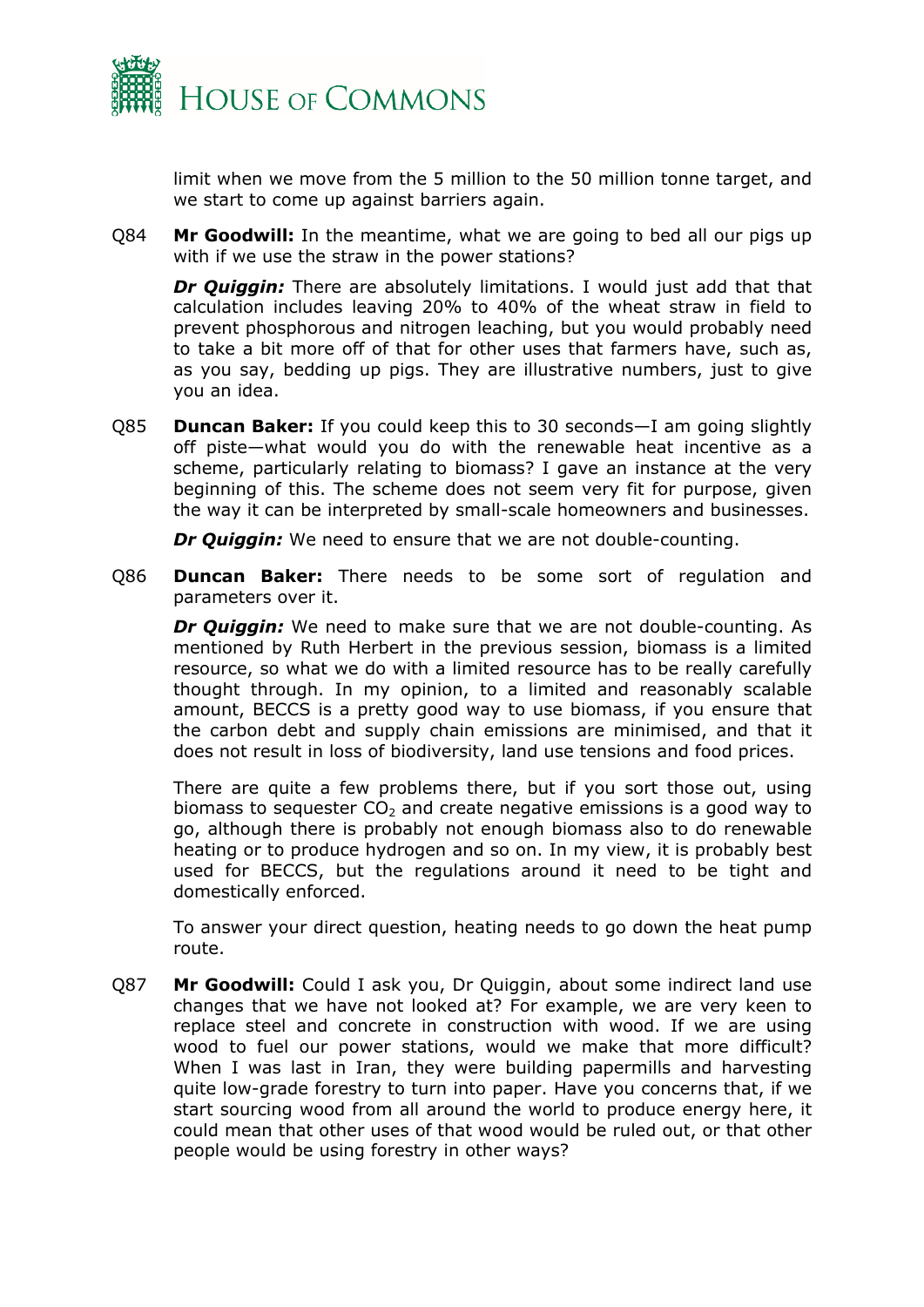limit when we move from the 5 million to the 50 million tonne target, and we start to come up against barriers again.

Q84 **Mr Goodwill:** In the meantime, what we are going to bed all our pigs up with if we use the straw in the power stations?

***Dr Quiggin:*** There are absolutely limitations. I would just add that that calculation includes leaving 20% to 40% of the wheat straw in field to prevent phosphorous and nitrogen leaching, but you would probably need to take a bit more off of that for other uses that farmers have, such as, as you say, bedding up pigs. They are illustrative numbers, just to give you an idea.

Q85 **Duncan Baker:** If you could keep this to 30 seconds—I am going slightly off piste—what would you do with the renewable heat incentive as a scheme, particularly relating to biomass? I gave an instance at the very beginning of this. The scheme does not seem very fit for purpose, given the way it can be interpreted by small-scale homeowners and businesses.

***Dr Quiggin:*** We need to ensure that we are not double-counting.

Q86 **Duncan Baker:** There needs to be some sort of regulation and parameters over it.

***Dr Quiggin:*** We need to make sure that we are not double-counting. As mentioned by Ruth Herbert in the previous session, biomass is a limited resource, so what we do with a limited resource has to be really carefully thought through. In my opinion, to a limited and reasonably scalable amount, BECCS is a pretty good way to use biomass, if you ensure that the carbon debt and supply chain emissions are minimised, and that it does not result in loss of biodiversity, land use tensions and food prices.

There are quite a few problems there, but if you sort those out, using biomass to sequester $CO_2$ and create negative emissions is a good way to go, although there is probably not enough biomass also to do renewable heating or to produce hydrogen and so on. In my view, it is probably best used for BECCS, but the regulations around it need to be tight and domestically enforced.

To answer your direct question, heating needs to go down the heat pump route.

Q87 **Mr Goodwill:** Could I ask you, Dr Quiggin, about some indirect land use changes that we have not looked at? For example, we are very keen to replace steel and concrete in construction with wood. If we are using wood to fuel our power stations, would we make that more difficult? When I was last in Iran, they were building papermills and harvesting quite low-grade forestry to turn into paper. Have you concerns that, if we start sourcing wood from all around the world to produce energy here, it could mean that other uses of that wood would be ruled out, or that other people would be using forestry in other ways?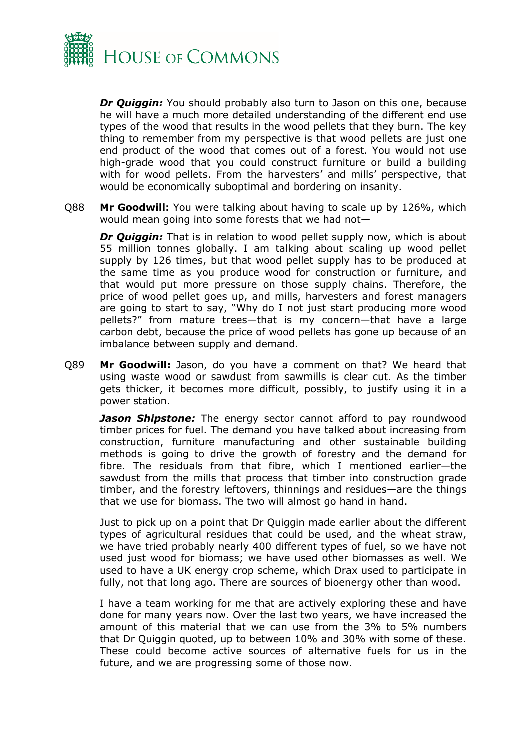***Dr Quiggin:*** You should probably also turn to Jason on this one, because he will have a much more detailed understanding of the different end use types of the wood that results in the wood pellets that they burn. The key thing to remember from my perspective is that wood pellets are just one end product of the wood that comes out of a forest. You would not use high-grade wood that you could construct furniture or build a building with for wood pellets. From the harvesters' and mills' perspective, that would be economically suboptimal and bordering on insanity.

Q88 **Mr Goodwill:** You were talking about having to scale up by 126%, which would mean going into some forests that we had not—

***Dr Quiggin:*** That is in relation to wood pellet supply now, which is about 55 million tonnes globally. I am talking about scaling up wood pellet supply by 126 times, but that wood pellet supply has to be produced at the same time as you produce wood for construction or furniture, and that would put more pressure on those supply chains. Therefore, the price of wood pellet goes up, and mills, harvesters and forest managers are going to start to say, "Why do I not just start producing more wood pellets?" from mature trees—that is my concern—that have a large carbon debt, because the price of wood pellets has gone up because of an imbalance between supply and demand.

Q89 **Mr Goodwill:** Jason, do you have a comment on that? We heard that using waste wood or sawdust from sawmills is clear cut. As the timber gets thicker, it becomes more difficult, possibly, to justify using it in a power station.

***Jason Shipstone:*** The energy sector cannot afford to pay roundwood timber prices for fuel. The demand you have talked about increasing from construction, furniture manufacturing and other sustainable building methods is going to drive the growth of forestry and the demand for fibre. The residuals from that fibre, which I mentioned earlier—the sawdust from the mills that process that timber into construction grade timber, and the forestry leftovers, thinnings and residues—are the things that we use for biomass. The two will almost go hand in hand.

Just to pick up on a point that Dr Quiggin made earlier about the different types of agricultural residues that could be used, and the wheat straw, we have tried probably nearly 400 different types of fuel, so we have not used just wood for biomass; we have used other biomasses as well. We used to have a UK energy crop scheme, which Drax used to participate in fully, not that long ago. There are sources of bioenergy other than wood.

I have a team working for me that are actively exploring these and have done for many years now. Over the last two years, we have increased the amount of this material that we can use from the 3% to 5% numbers that Dr Quiggin quoted, up to between 10% and 30% with some of these. These could become active sources of alternative fuels for us in the future, and we are progressing some of those now.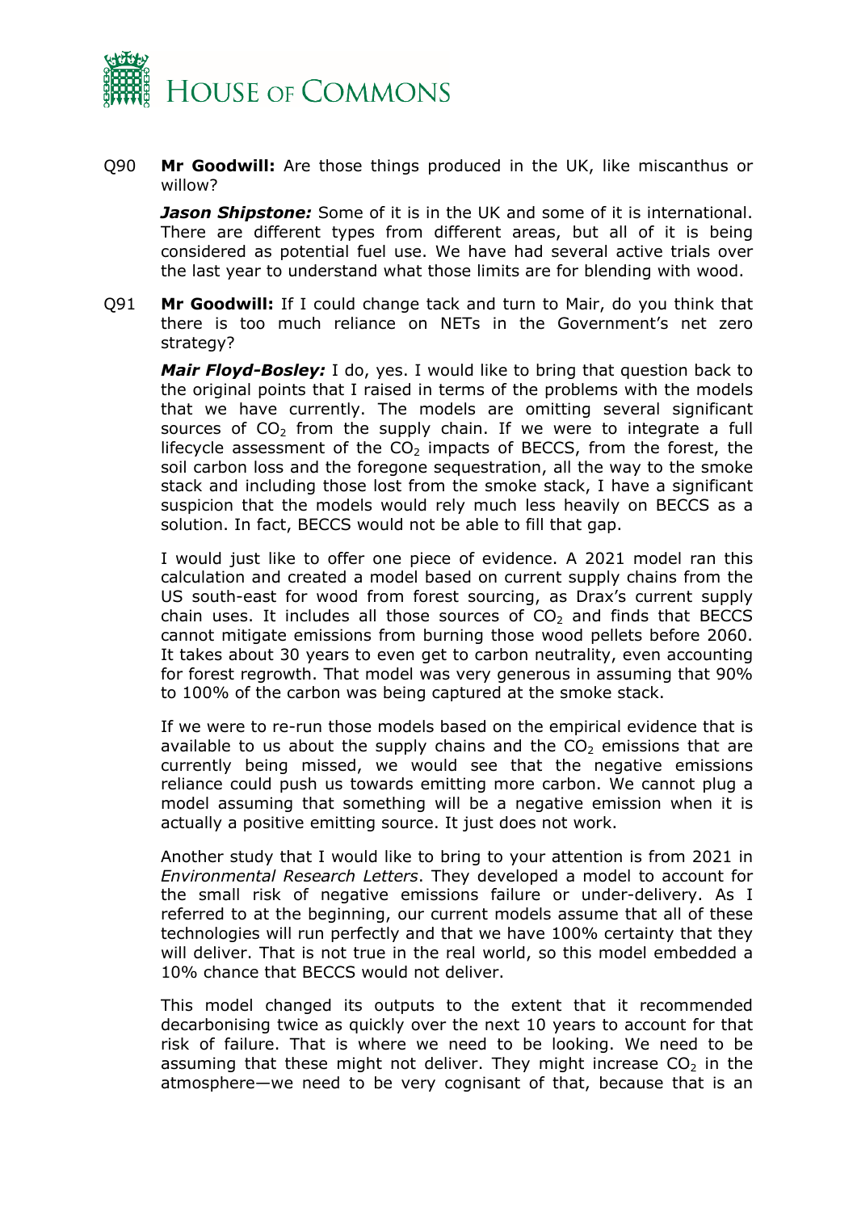Q90 **Mr Goodwill:** Are those things produced in the UK, like miscanthus or willow?

***Jason Shipstone:*** Some of it is in the UK and some of it is international. There are different types from different areas, but all of it is being considered as potential fuel use. We have had several active trials over the last year to understand what those limits are for blending with wood.

Q91 **Mr Goodwill:** If I could change tack and turn to Mair, do you think that there is too much reliance on NETs in the Government's net zero strategy?

***Mair Floyd-Bosley:*** I do, yes. I would like to bring that question back to the original points that I raised in terms of the problems with the models that we have currently. The models are omitting several significant sources of $CO_2$ from the supply chain. If we were to integrate a full lifecycle assessment of the $CO_2$ impacts of BECCS, from the forest, the soil carbon loss and the foregone sequestration, all the way to the smoke stack and including those lost from the smoke stack, I have a significant suspicion that the models would rely much less heavily on BECCS as a solution. In fact, BECCS would not be able to fill that gap.

I would just like to offer one piece of evidence. A 2021 model ran this calculation and created a model based on current supply chains from the US south-east for wood from forest sourcing, as Drax's current supply chain uses. It includes all those sources of $CO_2$ and finds that BECCS cannot mitigate emissions from burning those wood pellets before 2060. It takes about 30 years to even get to carbon neutrality, even accounting for forest regrowth. That model was very generous in assuming that 90% to 100% of the carbon was being captured at the smoke stack.

If we were to re-run those models based on the empirical evidence that is available to us about the supply chains and the $CO_2$ emissions that are currently being missed, we would see that the negative emissions reliance could push us towards emitting more carbon. We cannot plug a model assuming that something will be a negative emission when it is actually a positive emitting source. It just does not work.

Another study that I would like to bring to your attention is from 2021 in *Environmental Research Letters*. They developed a model to account for the small risk of negative emissions failure or under-delivery. As I referred to at the beginning, our current models assume that all of these technologies will run perfectly and that we have 100% certainty that they will deliver. That is not true in the real world, so this model embedded a 10% chance that BECCS would not deliver.

This model changed its outputs to the extent that it recommended decarbonising twice as quickly over the next 10 years to account for that risk of failure. That is where we need to be looking. We need to be assuming that these might not deliver. They might increase $CO_2$ in the atmosphere—we need to be very cognisant of that, because that is an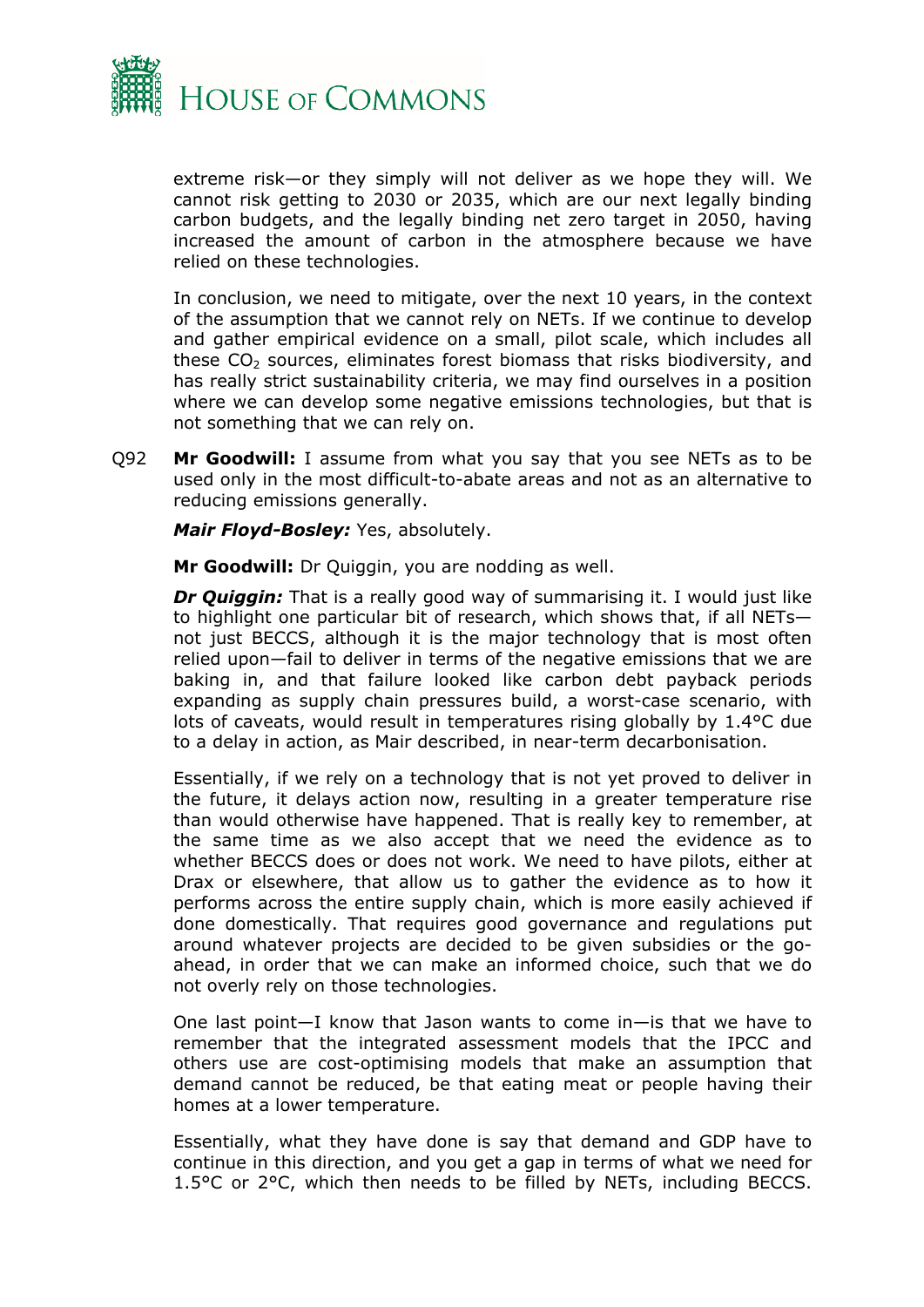extreme risk—or they simply will not deliver as we hope they will. We cannot risk getting to 2030 or 2035, which are our next legally binding carbon budgets, and the legally binding net zero target in 2050, having increased the amount of carbon in the atmosphere because we have relied on these technologies.

In conclusion, we need to mitigate, over the next 10 years, in the context of the assumption that we cannot rely on NETs. If we continue to develop and gather empirical evidence on a small, pilot scale, which includes all these $CO_2$ sources, eliminates forest biomass that risks biodiversity, and has really strict sustainability criteria, we may find ourselves in a position where we can develop some negative emissions technologies, but that is not something that we can rely on.

Q92 **Mr Goodwill:** I assume from what you say that you see NETs as to be used only in the most difficult-to-abate areas and not as an alternative to reducing emissions generally.

***Mair Floyd-Bosley:*** Yes, absolutely.

**Mr Goodwill:** Dr Quiggin, you are nodding as well.

***Dr Quiggin:*** That is a really good way of summarising it. I would just like to highlight one particular bit of research, which shows that, if all NETs—not just BECCS, although it is the major technology that is most often relied upon—fail to deliver in terms of the negative emissions that we are baking in, and that failure looked like carbon debt payback periods expanding as supply chain pressures build, a worst-case scenario, with lots of caveats, would result in temperatures rising globally by 1.4°C due to a delay in action, as Mair described, in near-term decarbonisation.

Essentially, if we rely on a technology that is not yet proved to deliver in the future, it delays action now, resulting in a greater temperature rise than would otherwise have happened. That is really key to remember, at the same time as we also accept that we need the evidence as to whether BECCS does or does not work. We need to have pilots, either at Drax or elsewhere, that allow us to gather the evidence as to how it performs across the entire supply chain, which is more easily achieved if done domestically. That requires good governance and regulations put around whatever projects are decided to be given subsidies or the go-ahead, in order that we can make an informed choice, such that we do not overly rely on those technologies.

One last point—I know that Jason wants to come in—is that we have to remember that the integrated assessment models that the IPCC and others use are cost-optimising models that make an assumption that demand cannot be reduced, be that eating meat or people having their homes at a lower temperature.

Essentially, what they have done is say that demand and GDP have to continue in this direction, and you get a gap in terms of what we need for 1.5°C or 2°C, which then needs to be filled by NETs, including BECCS.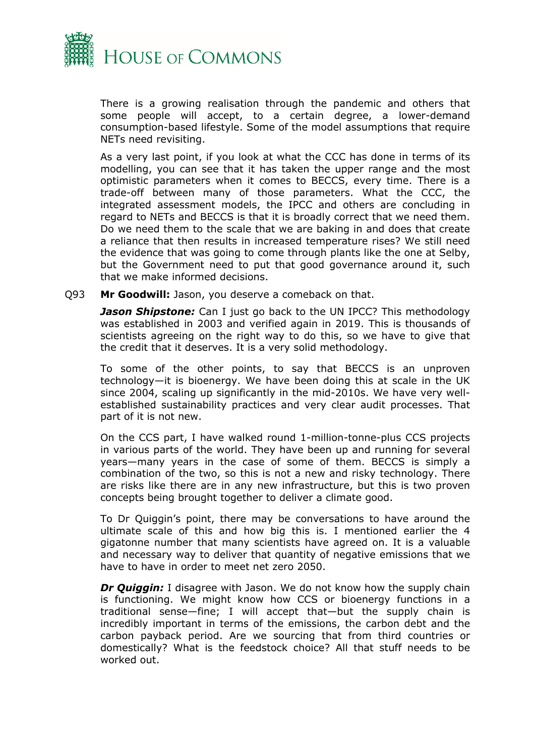There is a growing realisation through the pandemic and others that some people will accept, to a certain degree, a lower-demand consumption-based lifestyle. Some of the model assumptions that require NETs need revisiting.

As a very last point, if you look at what the CCC has done in terms of its modelling, you can see that it has taken the upper range and the most optimistic parameters when it comes to BECCS, every time. There is a trade-off between many of those parameters. What the CCC, the integrated assessment models, the IPCC and others are concluding in regard to NETs and BECCS is that it is broadly correct that we need them. Do we need them to the scale that we are baking in and does that create a reliance that then results in increased temperature rises? We still need the evidence that was going to come through plants like the one at Selby, but the Government need to put that good governance around it, such that we make informed decisions.

Q93 **Mr Goodwill:** Jason, you deserve a comeback on that.

***Jason Shipstone:*** Can I just go back to the UN IPCC? This methodology was established in 2003 and verified again in 2019. This is thousands of scientists agreeing on the right way to do this, so we have to give that the credit that it deserves. It is a very solid methodology.

To some of the other points, to say that BECCS is an unproven technology—it is bioenergy. We have been doing this at scale in the UK since 2004, scaling up significantly in the mid-2010s. We have very well-established sustainability practices and very clear audit processes. That part of it is not new.

On the CCS part, I have walked round 1-million-tonne-plus CCS projects in various parts of the world. They have been up and running for several years—many years in the case of some of them. BECCS is simply a combination of the two, so this is not a new and risky technology. There are risks like there are in any new infrastructure, but this is two proven concepts being brought together to deliver a climate good.

To Dr Quiggin's point, there may be conversations to have around the ultimate scale of this and how big this is. I mentioned earlier the 4 gigatonne number that many scientists have agreed on. It is a valuable and necessary way to deliver that quantity of negative emissions that we have to have in order to meet net zero 2050.

***Dr Quiggin:*** I disagree with Jason. We do not know how the supply chain is functioning. We might know how CCS or bioenergy functions in a traditional sense—fine; I will accept that—but the supply chain is incredibly important in terms of the emissions, the carbon debt and the carbon payback period. Are we sourcing that from third countries or domestically? What is the feedstock choice? All that stuff needs to be worked out.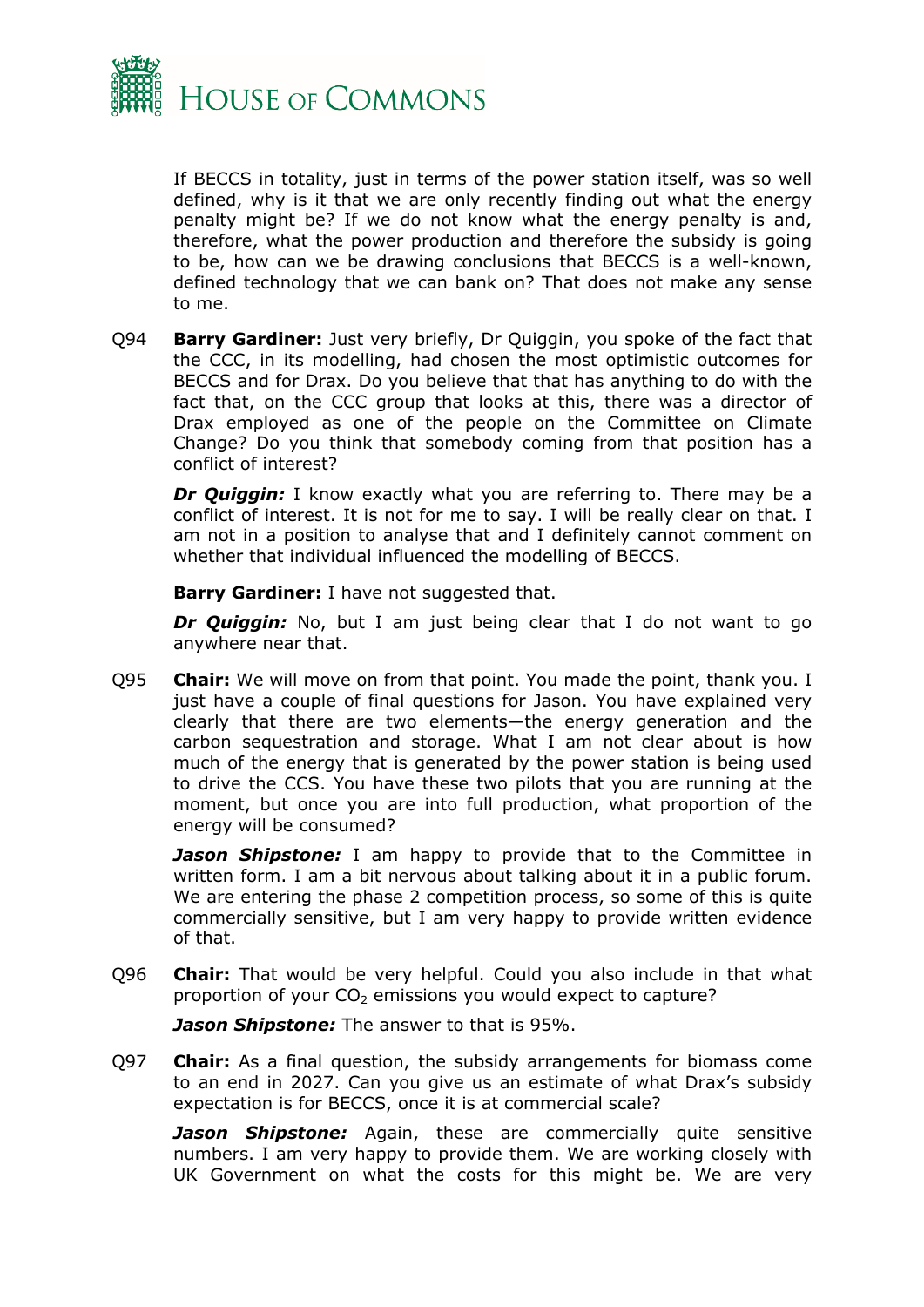If BECCS in totality, just in terms of the power station itself, was so well defined, why is it that we are only recently finding out what the energy penalty might be? If we do not know what the energy penalty is and, therefore, what the power production and therefore the subsidy is going to be, how can we be drawing conclusions that BECCS is a well-known, defined technology that we can bank on? That does not make any sense to me.

Q94 **Barry Gardiner:** Just very briefly, Dr Quiggin, you spoke of the fact that the CCC, in its modelling, had chosen the most optimistic outcomes for BECCS and for Drax. Do you believe that that has anything to do with the fact that, on the CCC group that looks at this, there was a director of Drax employed as one of the people on the Committee on Climate Change? Do you think that somebody coming from that position has a conflict of interest?

***Dr Quiggin:*** I know exactly what you are referring to. There may be a conflict of interest. It is not for me to say. I will be really clear on that. I am not in a position to analyse that and I definitely cannot comment on whether that individual influenced the modelling of BECCS.

**Barry Gardiner:** I have not suggested that.

***Dr Quiggin:*** No, but I am just being clear that I do not want to go anywhere near that.

Q95 **Chair:** We will move on from that point. You made the point, thank you. I just have a couple of final questions for Jason. You have explained very clearly that there are two elements—the energy generation and the carbon sequestration and storage. What I am not clear about is how much of the energy that is generated by the power station is being used to drive the CCS. You have these two pilots that you are running at the moment, but once you are into full production, what proportion of the energy will be consumed?

***Jason Shipstone:*** I am happy to provide that to the Committee in written form. I am a bit nervous about talking about it in a public forum. We are entering the phase 2 competition process, so some of this is quite commercially sensitive, but I am very happy to provide written evidence of that.

Q96 **Chair:** That would be very helpful. Could you also include in that what proportion of your $CO_2$ emissions you would expect to capture?

***Jason Shipstone:*** The answer to that is 95%.

Q97 **Chair:** As a final question, the subsidy arrangements for biomass come to an end in 2027. Can you give us an estimate of what Drax's subsidy expectation is for BECCS, once it is at commercial scale?

***Jason Shipstone:*** Again, these are commercially quite sensitive numbers. I am very happy to provide them. We are working closely with UK Government on what the costs for this might be. We are very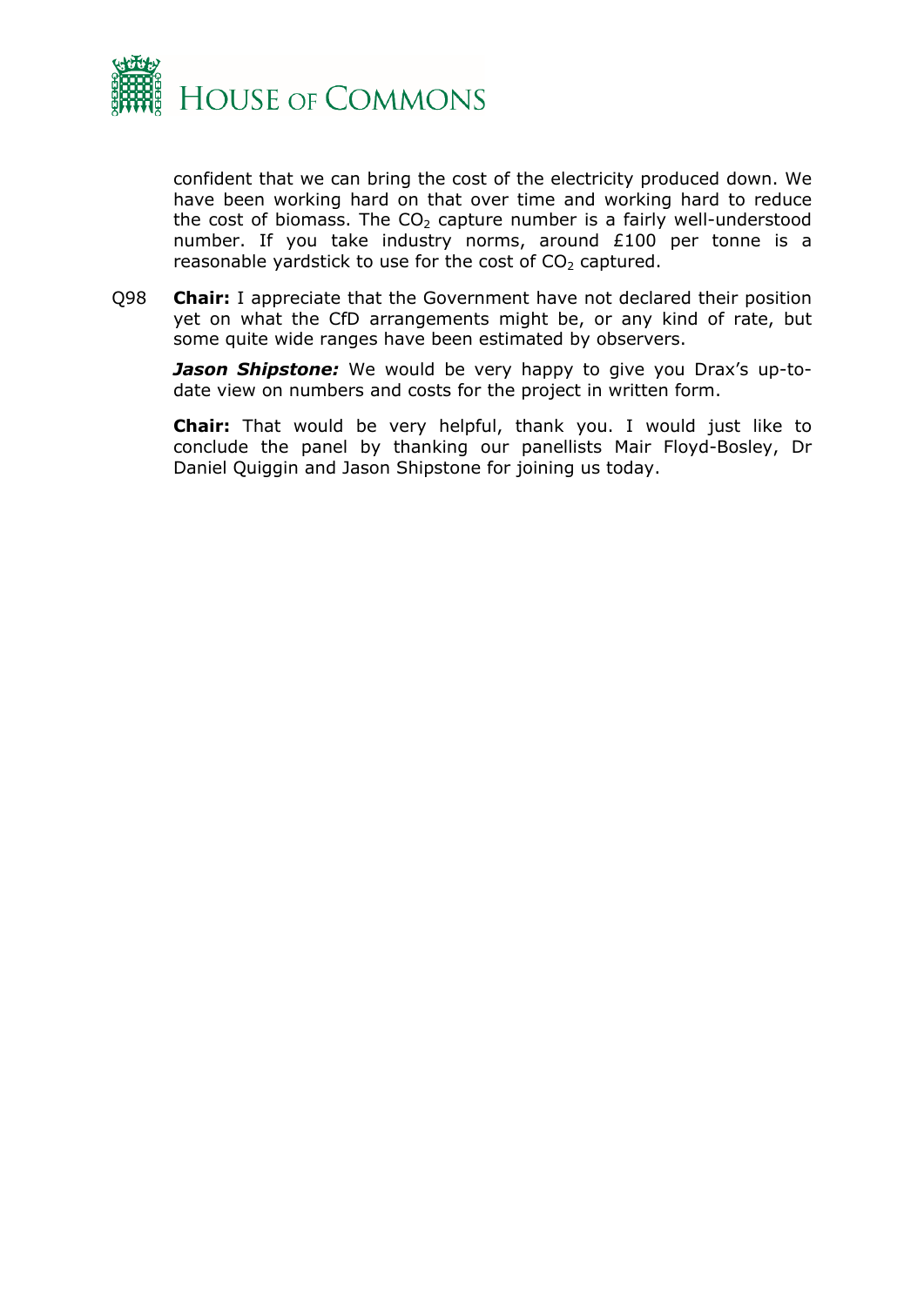confident that we can bring the cost of the electricity produced down. We have been working hard on that over time and working hard to reduce the cost of biomass. The $CO_2$ capture number is a fairly well-understood number. If you take industry norms, around £100 per tonne is a reasonable yardstick to use for the cost of $CO_2$ captured.

Q98 **Chair:** I appreciate that the Government have not declared their position yet on what the CfD arrangements might be, or any kind of rate, but some quite wide ranges have been estimated by observers.

***Jason Shipstone:*** We would be very happy to give you Drax's up-to-date view on numbers and costs for the project in written form.

**Chair:** That would be very helpful, thank you. I would just like to conclude the panel by thanking our panellists Mair Floyd-Bosley, Dr Daniel Quiggin and Jason Shipstone for joining us today.